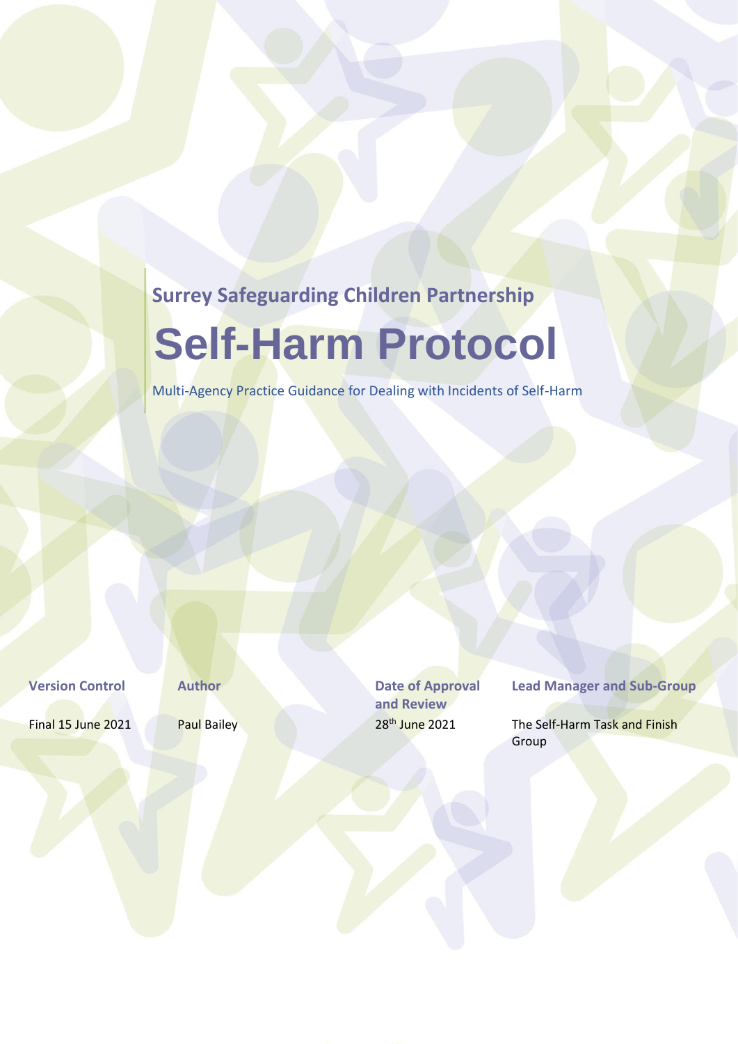**Surrey Safeguarding Children Partnership**

# Self-Harm Protocol

Multi-Agency Practice Guidance for Dealing with Incidents of Self-Harm

| Version Control | Author | Date of Approval and Review | Lead Manager and Sub-Group |
| --- | --- | --- | --- |
| Final 15 June 2021 | Paul Bailey | 28th June 2021 | The Self-Harm Task and Finish Group |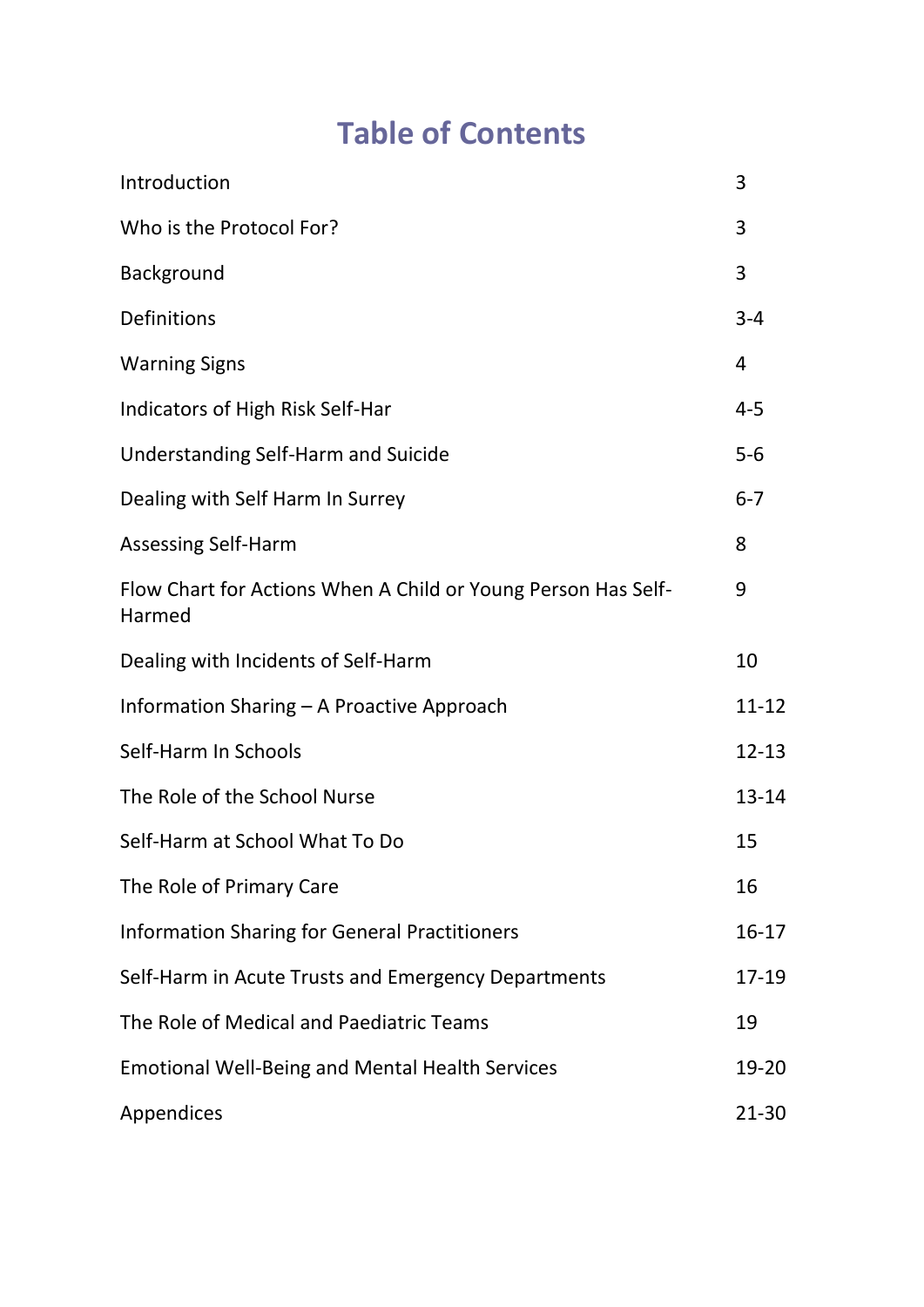# Table of Contents

| | |
|---|---|
| Introduction | 3 |
| Who is the Protocol For? | 3 |
| Background | 3 |
| Definitions | 3-4 |
| Warning Signs | 4 |
| Indicators of High Risk Self-Har | 4-5 |
| Understanding Self-Harm and Suicide | 5-6 |
| Dealing with Self Harm In Surrey | 6-7 |
| Assessing Self-Harm | 8 |
| Flow Chart for Actions When A Child or Young Person Has Self-Harmed | 9 |
| Dealing with Incidents of Self-Harm | 10 |
| Information Sharing – A Proactive Approach | 11-12 |
| Self-Harm In Schools | 12-13 |
| The Role of the School Nurse | 13-14 |
| Self-Harm at School What To Do | 15 |
| The Role of Primary Care | 16 |
| Information Sharing for General Practitioners | 16-17 |
| Self-Harm in Acute Trusts and Emergency Departments | 17-19 |
| The Role of Medical and Paediatric Teams | 19 |
| Emotional Well-Being and Mental Health Services | 19-20 |
| Appendices | 21-30 |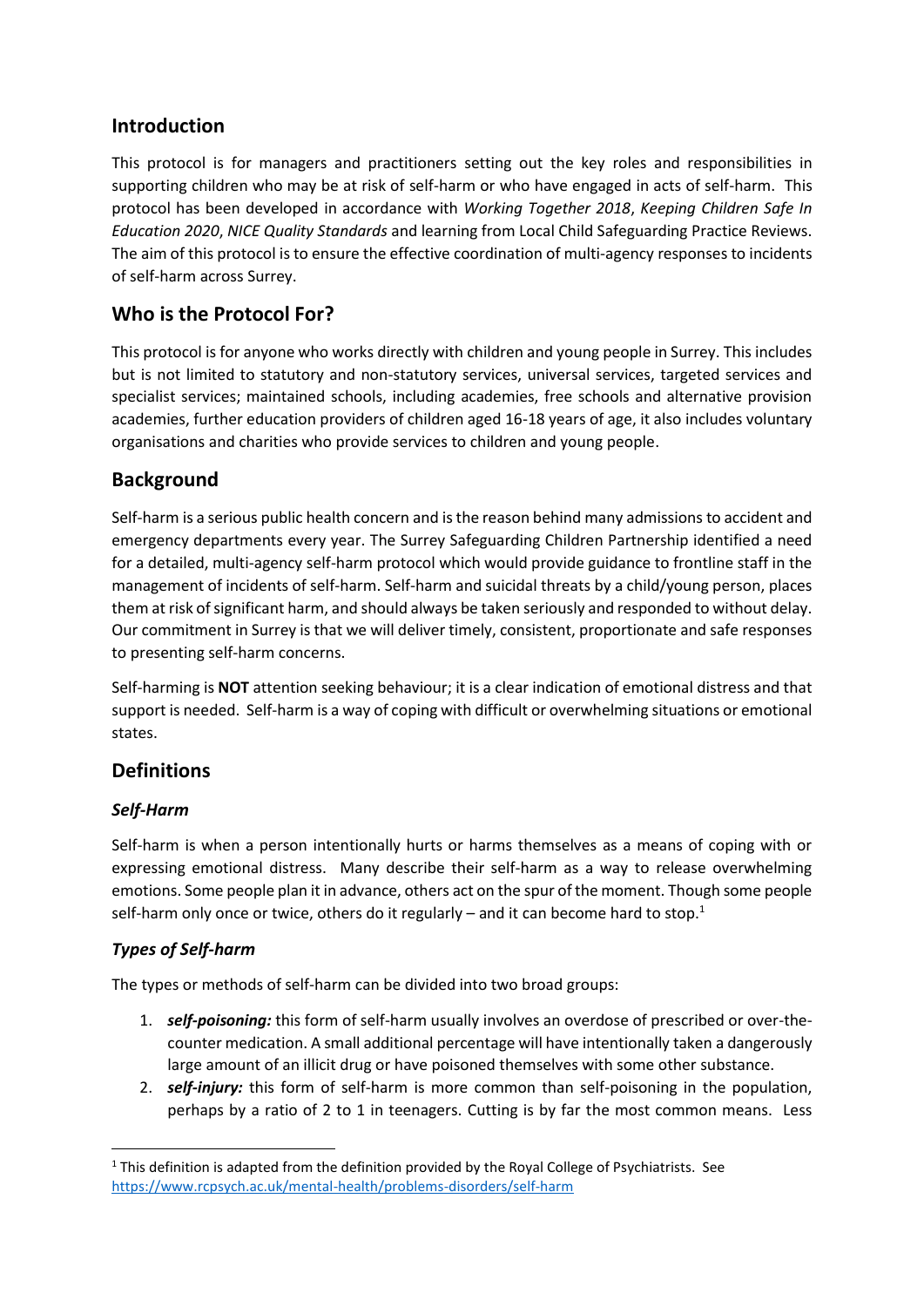## Introduction

This protocol is for managers and practitioners setting out the key roles and responsibilities in supporting children who may be at risk of self-harm or who have engaged in acts of self-harm. This protocol has been developed in accordance with *Working Together 2018*, *Keeping Children Safe In Education 2020*, *NICE Quality Standards* and learning from Local Child Safeguarding Practice Reviews. The aim of this protocol is to ensure the effective coordination of multi-agency responses to incidents of self-harm across Surrey.

## Who is the Protocol For?

This protocol is for anyone who works directly with children and young people in Surrey. This includes but is not limited to statutory and non-statutory services, universal services, targeted services and specialist services; maintained schools, including academies, free schools and alternative provision academies, further education providers of children aged 16-18 years of age, it also includes voluntary organisations and charities who provide services to children and young people.

## Background

Self-harm is a serious public health concern and is the reason behind many admissions to accident and emergency departments every year. The Surrey Safeguarding Children Partnership identified a need for a detailed, multi-agency self-harm protocol which would provide guidance to frontline staff in the management of incidents of self-harm. Self-harm and suicidal threats by a child/young person, places them at risk of significant harm, and should always be taken seriously and responded to without delay. Our commitment in Surrey is that we will deliver timely, consistent, proportionate and safe responses to presenting self-harm concerns.

Self-harming is **NOT** attention seeking behaviour; it is a clear indication of emotional distress and that support is needed. Self-harm is a way of coping with difficult or overwhelming situations or emotional states.

## Definitions

### *Self-Harm*

Self-harm is when a person intentionally hurts or harms themselves as a means of coping with or expressing emotional distress. Many describe their self-harm as a way to release overwhelming emotions. Some people plan it in advance, others act on the spur of the moment. Though some people self-harm only once or twice, others do it regularly – and it can become hard to stop.[1]

### *Types of Self-harm*

The types or methods of self-harm can be divided into two broad groups:

1. ***self-poisoning:*** this form of self-harm usually involves an overdose of prescribed or over-the-counter medication. A small additional percentage will have intentionally taken a dangerously large amount of an illicit drug or have poisoned themselves with some other substance.
2. ***self-injury:*** this form of self-harm is more common than self-poisoning in the population, perhaps by a ratio of 2 to 1 in teenagers. Cutting is by far the most common means. Less

[1] This definition is adapted from the definition provided by the Royal College of Psychiatrists. See https://www.rcpsych.ac.uk/mental-health/problems-disorders/self-harm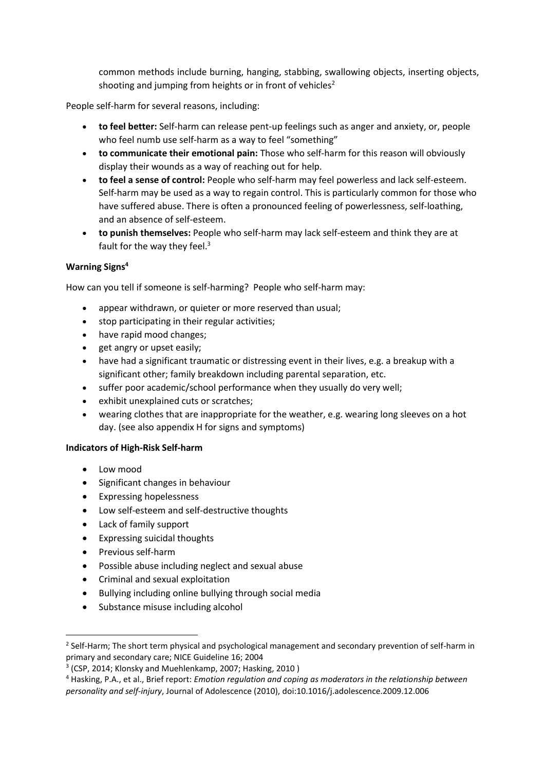common methods include burning, hanging, stabbing, swallowing objects, inserting objects, shooting and jumping from heights or in front of vehicles[2]

People self-harm for several reasons, including:

- **to feel better:** Self-harm can release pent-up feelings such as anger and anxiety, or, people who feel numb use self-harm as a way to feel "something"
- **to communicate their emotional pain:** Those who self-harm for this reason will obviously display their wounds as a way of reaching out for help.
- **to feel a sense of control:** People who self-harm may feel powerless and lack self-esteem. Self-harm may be used as a way to regain control. This is particularly common for those who have suffered abuse. There is often a pronounced feeling of powerlessness, self-loathing, and an absence of self-esteem.
- **to punish themselves:** People who self-harm may lack self-esteem and think they are at fault for the way they feel.[3]

**Warning Signs[4]**

How can you tell if someone is self-harming? People who self-harm may:

- appear withdrawn, or quieter or more reserved than usual;
- stop participating in their regular activities;
- have rapid mood changes;
- get angry or upset easily;
- have had a significant traumatic or distressing event in their lives, e.g. a breakup with a significant other; family breakdown including parental separation, etc.
- suffer poor academic/school performance when they usually do very well;
- exhibit unexplained cuts or scratches;
- wearing clothes that are inappropriate for the weather, e.g. wearing long sleeves on a hot day. (see also appendix H for signs and symptoms)

**Indicators of High-Risk Self-harm**

- Low mood
- Significant changes in behaviour
- Expressing hopelessness
- Low self-esteem and self-destructive thoughts
- Lack of family support
- Expressing suicidal thoughts
- Previous self-harm
- Possible abuse including neglect and sexual abuse
- Criminal and sexual exploitation
- Bullying including online bullying through social media
- Substance misuse including alcohol

---

[2] Self-Harm; The short term physical and psychological management and secondary prevention of self-harm in primary and secondary care; NICE Guideline 16; 2004

[3] (CSP, 2014; Klonsky and Muehlenkamp, 2007; Hasking, 2010 )

[4] Hasking, P.A., et al., Brief report: *Emotion regulation and coping as moderators in the relationship between personality and self-injury*, Journal of Adolescence (2010), doi:10.1016/j.adolescence.2009.12.006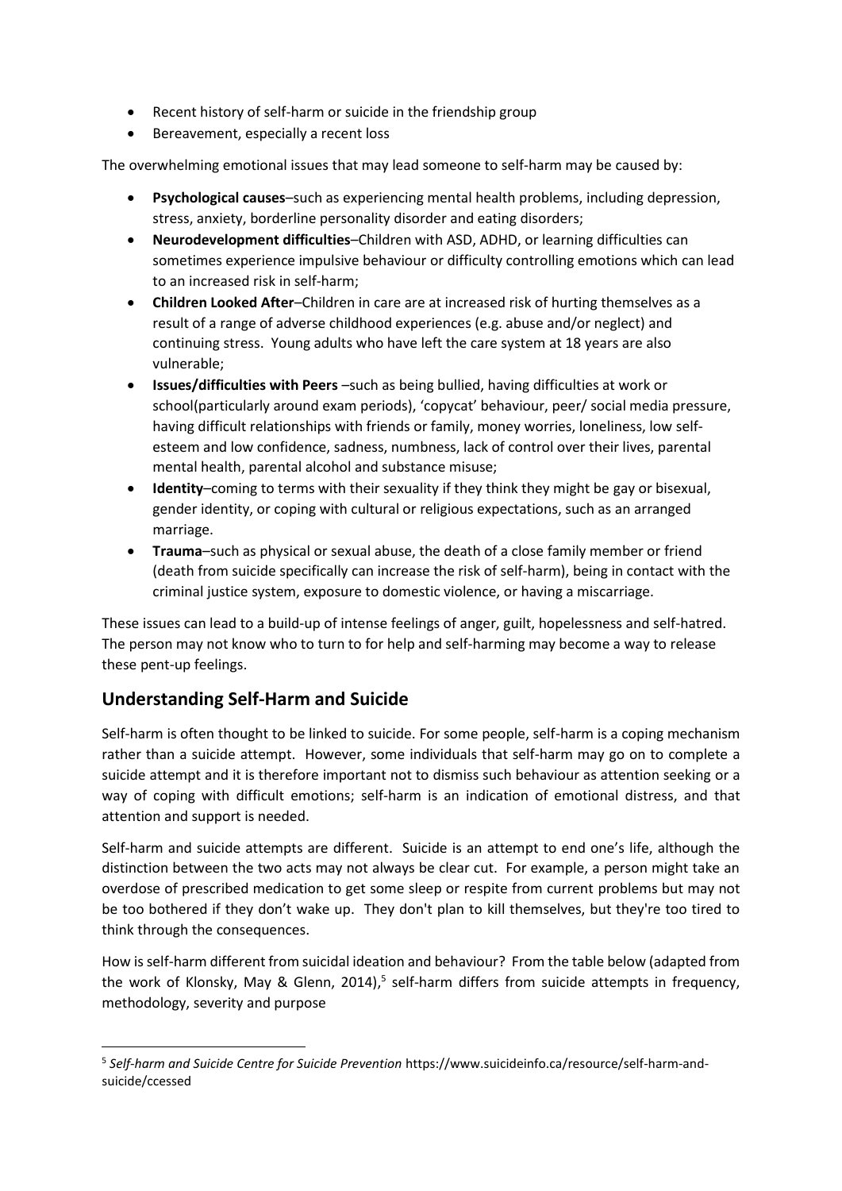- Recent history of self-harm or suicide in the friendship group
- Bereavement, especially a recent loss

The overwhelming emotional issues that may lead someone to self-harm may be caused by:

- **Psychological causes**–such as experiencing mental health problems, including depression, stress, anxiety, borderline personality disorder and eating disorders;
- **Neurodevelopment difficulties**–Children with ASD, ADHD, or learning difficulties can sometimes experience impulsive behaviour or difficulty controlling emotions which can lead to an increased risk in self-harm;
- **Children Looked After**–Children in care are at increased risk of hurting themselves as a result of a range of adverse childhood experiences (e.g. abuse and/or neglect) and continuing stress. Young adults who have left the care system at 18 years are also vulnerable;
- **Issues/difficulties with Peers** –such as being bullied, having difficulties at work or school(particularly around exam periods), 'copycat' behaviour, peer/ social media pressure, having difficult relationships with friends or family, money worries, loneliness, low self-esteem and low confidence, sadness, numbness, lack of control over their lives, parental mental health, parental alcohol and substance misuse;
- **Identity**–coming to terms with their sexuality if they think they might be gay or bisexual, gender identity, or coping with cultural or religious expectations, such as an arranged marriage.
- **Trauma**–such as physical or sexual abuse, the death of a close family member or friend (death from suicide specifically can increase the risk of self-harm), being in contact with the criminal justice system, exposure to domestic violence, or having a miscarriage.

These issues can lead to a build-up of intense feelings of anger, guilt, hopelessness and self-hatred. The person may not know who to turn to for help and self-harming may become a way to release these pent-up feelings.

## Understanding Self-Harm and Suicide

Self-harm is often thought to be linked to suicide. For some people, self-harm is a coping mechanism rather than a suicide attempt. However, some individuals that self-harm may go on to complete a suicide attempt and it is therefore important not to dismiss such behaviour as attention seeking or a way of coping with difficult emotions; self-harm is an indication of emotional distress, and that attention and support is needed.

Self-harm and suicide attempts are different. Suicide is an attempt to end one's life, although the distinction between the two acts may not always be clear cut. For example, a person might take an overdose of prescribed medication to get some sleep or respite from current problems but may not be too bothered if they don't wake up. They don't plan to kill themselves, but they're too tired to think through the consequences.

How is self-harm different from suicidal ideation and behaviour? From the table below (adapted from the work of Klonsky, May & Glenn, 2014),[5] self-harm differs from suicide attempts in frequency, methodology, severity and purpose

[5] *Self-harm and Suicide Centre for Suicide Prevention* https://www.suicideinfo.ca/resource/self-harm-and-suicide/ccessed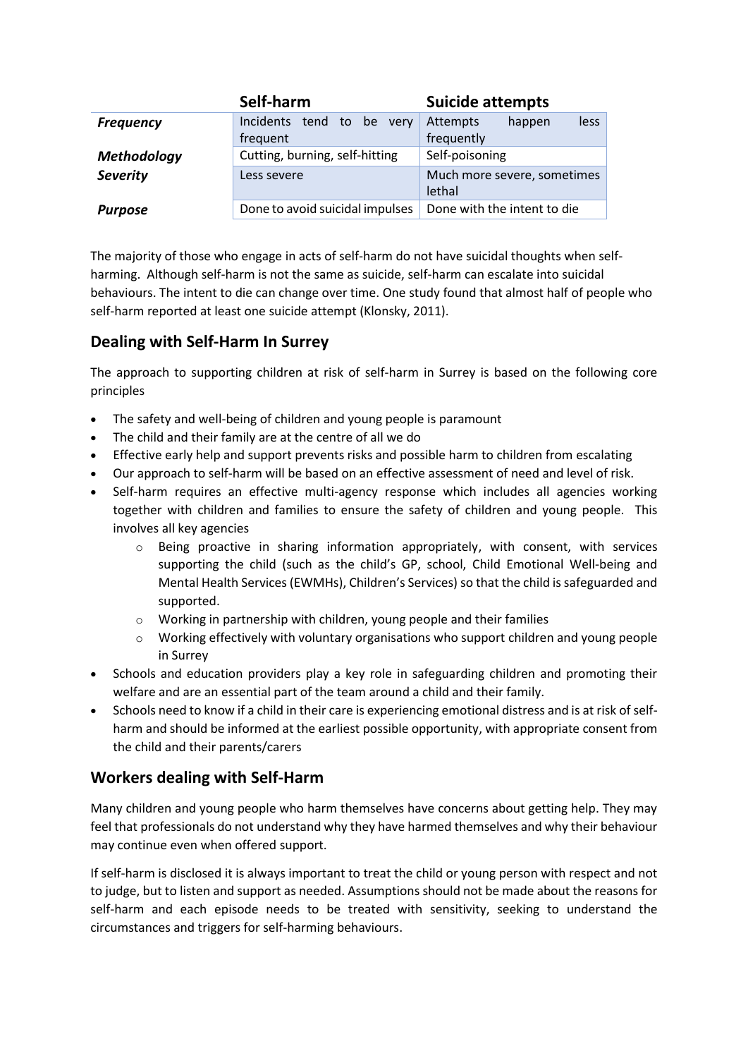| | Self-harm | Suicide attempts |
|---|---|---|
| ***Frequency*** | Incidents tend to be very frequent | Attempts happen less frequently |
| ***Methodology*** | Cutting, burning, self-hitting | Self-poisoning |
| ***Severity*** | Less severe | Much more severe, sometimes lethal |
| ***Purpose*** | Done to avoid suicidal impulses | Done with the intent to die |

The majority of those who engage in acts of self-harm do not have suicidal thoughts when self-harming. Although self-harm is not the same as suicide, self-harm can escalate into suicidal behaviours. The intent to die can change over time. One study found that almost half of people who self-harm reported at least one suicide attempt (Klonsky, 2011).

## Dealing with Self-Harm In Surrey

The approach to supporting children at risk of self-harm in Surrey is based on the following core principles

- The safety and well-being of children and young people is paramount
- The child and their family are at the centre of all we do
- Effective early help and support prevents risks and possible harm to children from escalating
- Our approach to self-harm will be based on an effective assessment of need and level of risk.
- Self-harm requires an effective multi-agency response which includes all agencies working together with children and families to ensure the safety of children and young people. This involves all key agencies
    - Being proactive in sharing information appropriately, with consent, with services supporting the child (such as the child's GP, school, Child Emotional Well-being and Mental Health Services (EWMHs), Children's Services) so that the child is safeguarded and supported.
    - Working in partnership with children, young people and their families
    - Working effectively with voluntary organisations who support children and young people in Surrey
- Schools and education providers play a key role in safeguarding children and promoting their welfare and are an essential part of the team around a child and their family.
- Schools need to know if a child in their care is experiencing emotional distress and is at risk of self-harm and should be informed at the earliest possible opportunity, with appropriate consent from the child and their parents/carers

## Workers dealing with Self-Harm

Many children and young people who harm themselves have concerns about getting help. They may feel that professionals do not understand why they have harmed themselves and why their behaviour may continue even when offered support.

If self-harm is disclosed it is always important to treat the child or young person with respect and not to judge, but to listen and support as needed. Assumptions should not be made about the reasons for self-harm and each episode needs to be treated with sensitivity, seeking to understand the circumstances and triggers for self-harming behaviours.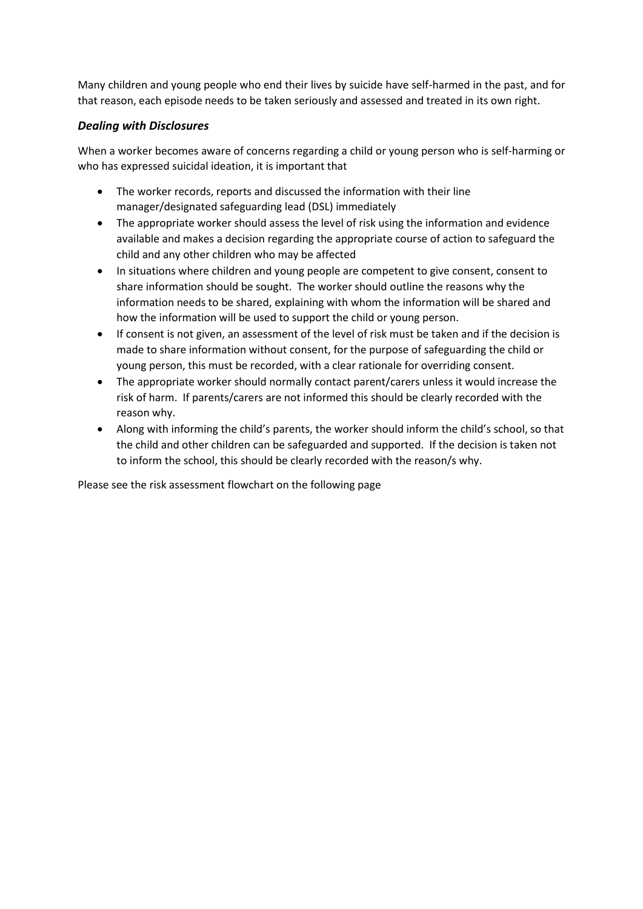Many children and young people who end their lives by suicide have self-harmed in the past, and for that reason, each episode needs to be taken seriously and assessed and treated in its own right.

### *Dealing with Disclosures*

When a worker becomes aware of concerns regarding a child or young person who is self-harming or who has expressed suicidal ideation, it is important that

- The worker records, reports and discussed the information with their line manager/designated safeguarding lead (DSL) immediately
- The appropriate worker should assess the level of risk using the information and evidence available and makes a decision regarding the appropriate course of action to safeguard the child and any other children who may be affected
- In situations where children and young people are competent to give consent, consent to share information should be sought. The worker should outline the reasons why the information needs to be shared, explaining with whom the information will be shared and how the information will be used to support the child or young person.
- If consent is not given, an assessment of the level of risk must be taken and if the decision is made to share information without consent, for the purpose of safeguarding the child or young person, this must be recorded, with a clear rationale for overriding consent.
- The appropriate worker should normally contact parent/carers unless it would increase the risk of harm. If parents/carers are not informed this should be clearly recorded with the reason why.
- Along with informing the child's parents, the worker should inform the child's school, so that the child and other children can be safeguarded and supported. If the decision is taken not to inform the school, this should be clearly recorded with the reason/s why.

Please see the risk assessment flowchart on the following page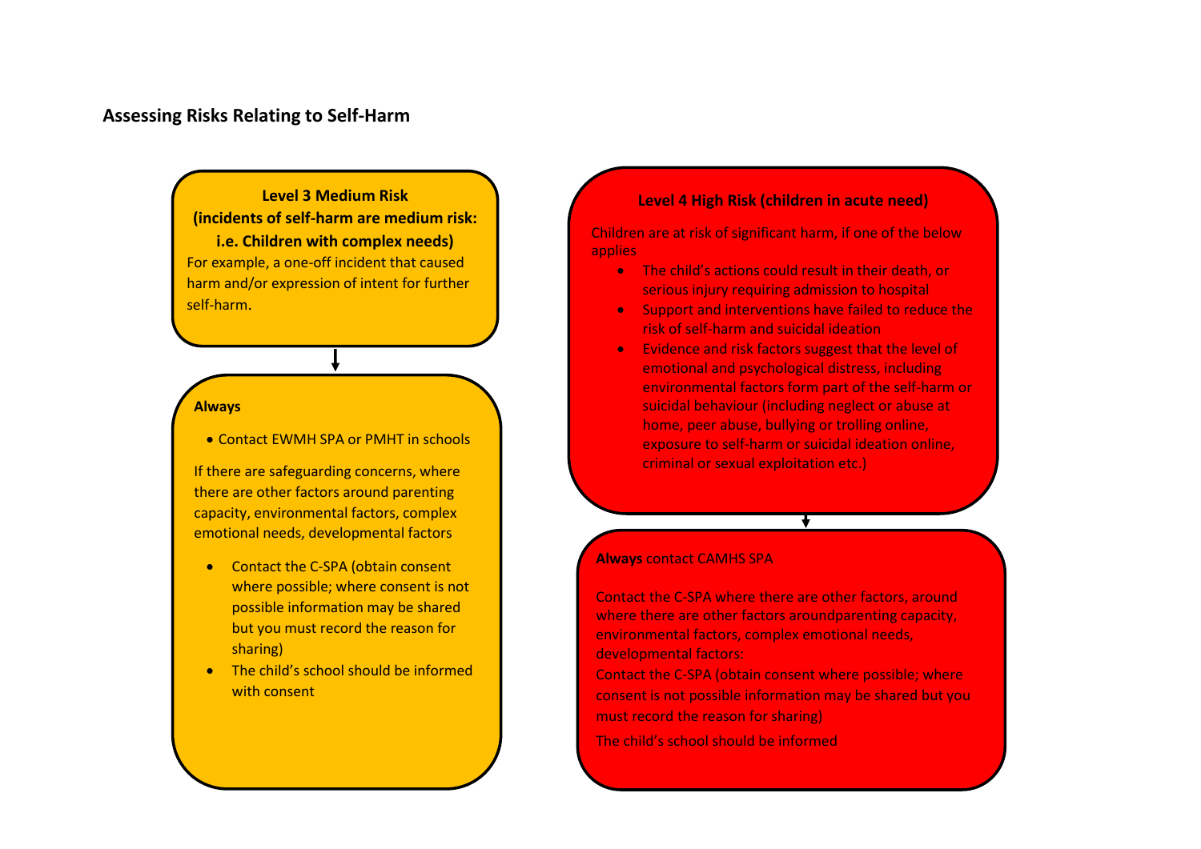## Assessing Risks Relating to Self-Harm

### Level 3 Medium Risk (incidents of self-harm are medium risk: i.e. Children with complex needs)

For example, a one-off incident that caused harm and/or expression of intent for further self-harm.

**Always**

- Contact EWMH SPA or PMHT in schools

If there are safeguarding concerns, where there are other factors around parenting capacity, environmental factors, complex emotional needs, developmental factors

- Contact the C-SPA (obtain consent where possible; where consent is not possible information may be shared but you must record the reason for sharing)
- The child's school should be informed with consent

### Level 4 High Risk (children in acute need)

Children are at risk of significant harm, if one of the below applies

- The child's actions could result in their death, or serious injury requiring admission to hospital
- Support and interventions have failed to reduce the risk of self-harm and suicidal ideation
- Evidence and risk factors suggest that the level of emotional and psychological distress, including environmental factors form part of the self-harm or suicidal behaviour (including neglect or abuse at home, peer abuse, bullying or trolling online, exposure to self-harm or suicidal ideation online, criminal or sexual exploitation etc.)

**Always** contact CAMHS SPA

Contact the C-SPA where there are other factors, around where there are other factors aroundparenting capacity, environmental factors, complex emotional needs, developmental factors:

Contact the C-SPA (obtain consent where possible; where consent is not possible information may be shared but you must record the reason for sharing)

The child's school should be informed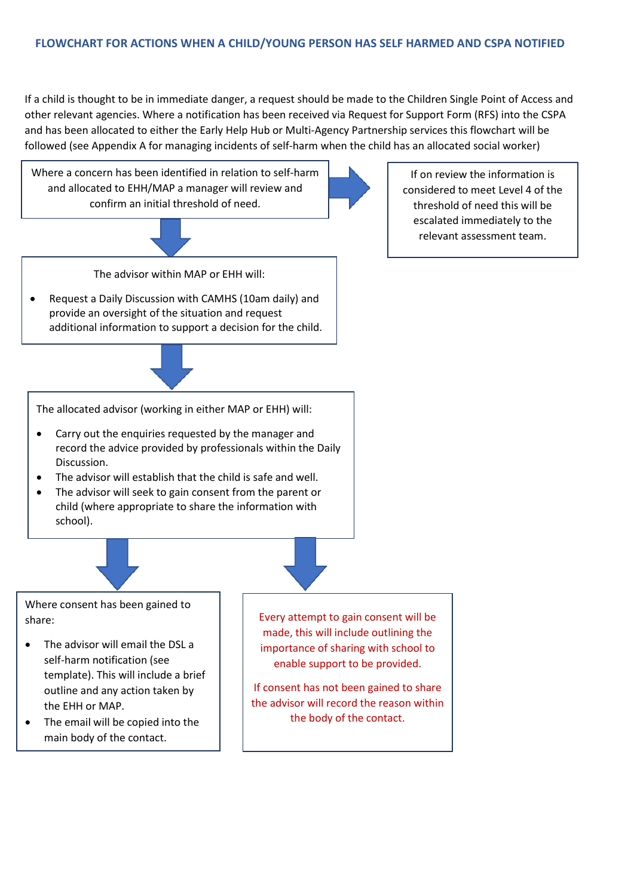## FLOWCHART FOR ACTIONS WHEN A CHILD/YOUNG PERSON HAS SELF HARMED AND CSPA NOTIFIED

If a child is thought to be in immediate danger, a request should be made to the Children Single Point of Access and other relevant agencies. Where a notification has been received via Request for Support Form (RFS) into the CSPA and has been allocated to either the Early Help Hub or Multi-Agency Partnership services this flowchart will be followed (see Appendix A for managing incidents of self-harm when the child has an allocated social worker)

Where a concern has been identified in relation to self-harm and allocated to EHH/MAP a manager will review and confirm an initial threshold of need.

→ If on review the information is considered to meet Level 4 of the threshold of need this will be escalated immediately to the relevant assessment team.

↓

The advisor within MAP or EHH will:

- Request a Daily Discussion with CAMHS (10am daily) and provide an oversight of the situation and request additional information to support a decision for the child.

↓

The allocated advisor (working in either MAP or EHH) will:

- Carry out the enquiries requested by the manager and record the advice provided by professionals within the Daily Discussion.
- The advisor will establish that the child is safe and well.
- The advisor will seek to gain consent from the parent or child (where appropriate to share the information with school).

↓

Where consent has been gained to share:

- The advisor will email the DSL a self-harm notification (see template). This will include a brief outline and any action taken by the EHH or MAP.
- The email will be copied into the main body of the contact.

↓

Every attempt to gain consent will be made, this will include outlining the importance of sharing with school to enable support to be provided.

If consent has not been gained to share the advisor will record the reason within the body of the contact.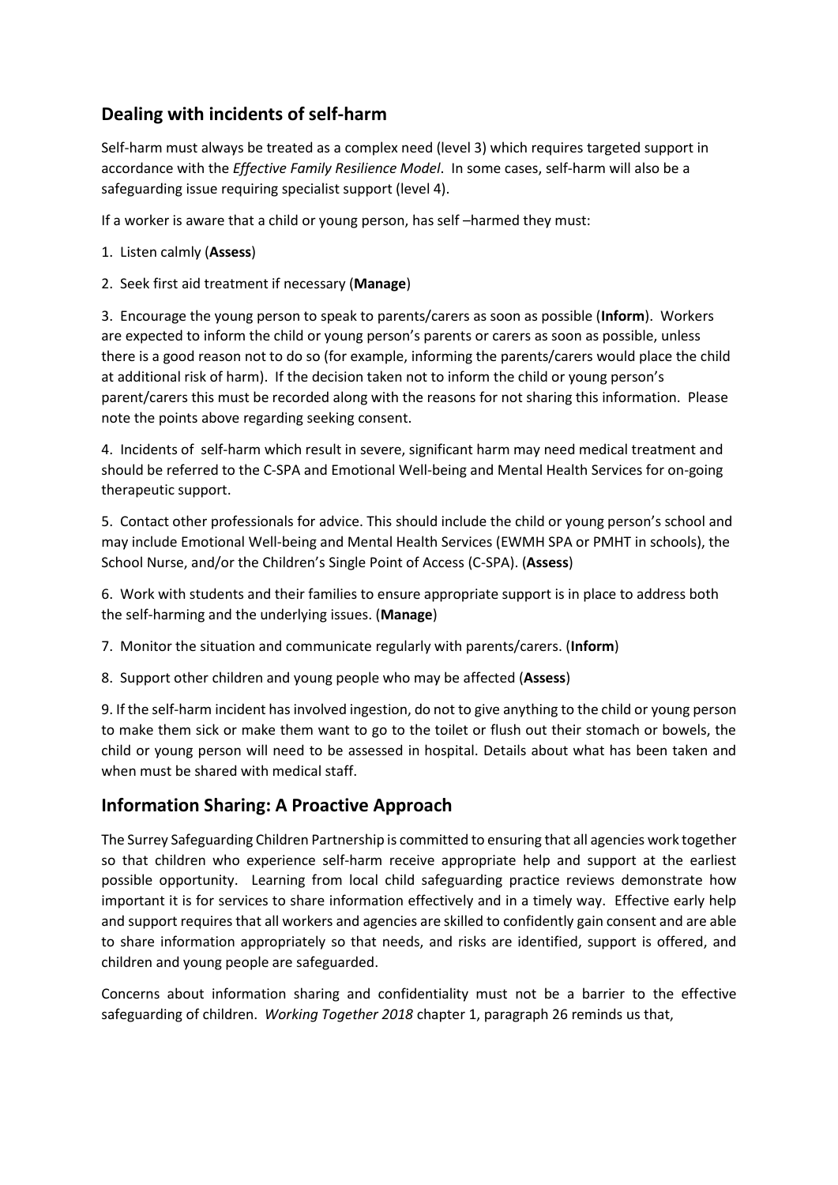## Dealing with incidents of self-harm

Self-harm must always be treated as a complex need (level 3) which requires targeted support in accordance with the *Effective Family Resilience Model*. In some cases, self-harm will also be a safeguarding issue requiring specialist support (level 4).

If a worker is aware that a child or young person, has self –harmed they must:

1. Listen calmly (**Assess**)

2. Seek first aid treatment if necessary (**Manage**)

3. Encourage the young person to speak to parents/carers as soon as possible (**Inform**). Workers are expected to inform the child or young person's parents or carers as soon as possible, unless there is a good reason not to do so (for example, informing the parents/carers would place the child at additional risk of harm). If the decision taken not to inform the child or young person's parent/carers this must be recorded along with the reasons for not sharing this information. Please note the points above regarding seeking consent.

4. Incidents of self-harm which result in severe, significant harm may need medical treatment and should be referred to the C-SPA and Emotional Well-being and Mental Health Services for on-going therapeutic support.

5. Contact other professionals for advice. This should include the child or young person's school and may include Emotional Well-being and Mental Health Services (EWMH SPA or PMHT in schools), the School Nurse, and/or the Children's Single Point of Access (C-SPA). (**Assess**)

6. Work with students and their families to ensure appropriate support is in place to address both the self-harming and the underlying issues. (**Manage**)

7. Monitor the situation and communicate regularly with parents/carers. (**Inform**)

8. Support other children and young people who may be affected (**Assess**)

9. If the self-harm incident has involved ingestion, do not to give anything to the child or young person to make them sick or make them want to go to the toilet or flush out their stomach or bowels, the child or young person will need to be assessed in hospital. Details about what has been taken and when must be shared with medical staff.

## Information Sharing: A Proactive Approach

The Surrey Safeguarding Children Partnership is committed to ensuring that all agencies work together so that children who experience self-harm receive appropriate help and support at the earliest possible opportunity. Learning from local child safeguarding practice reviews demonstrate how important it is for services to share information effectively and in a timely way. Effective early help and support requires that all workers and agencies are skilled to confidently gain consent and are able to share information appropriately so that needs, and risks are identified, support is offered, and children and young people are safeguarded.

Concerns about information sharing and confidentiality must not be a barrier to the effective safeguarding of children. *Working Together 2018* chapter 1, paragraph 26 reminds us that,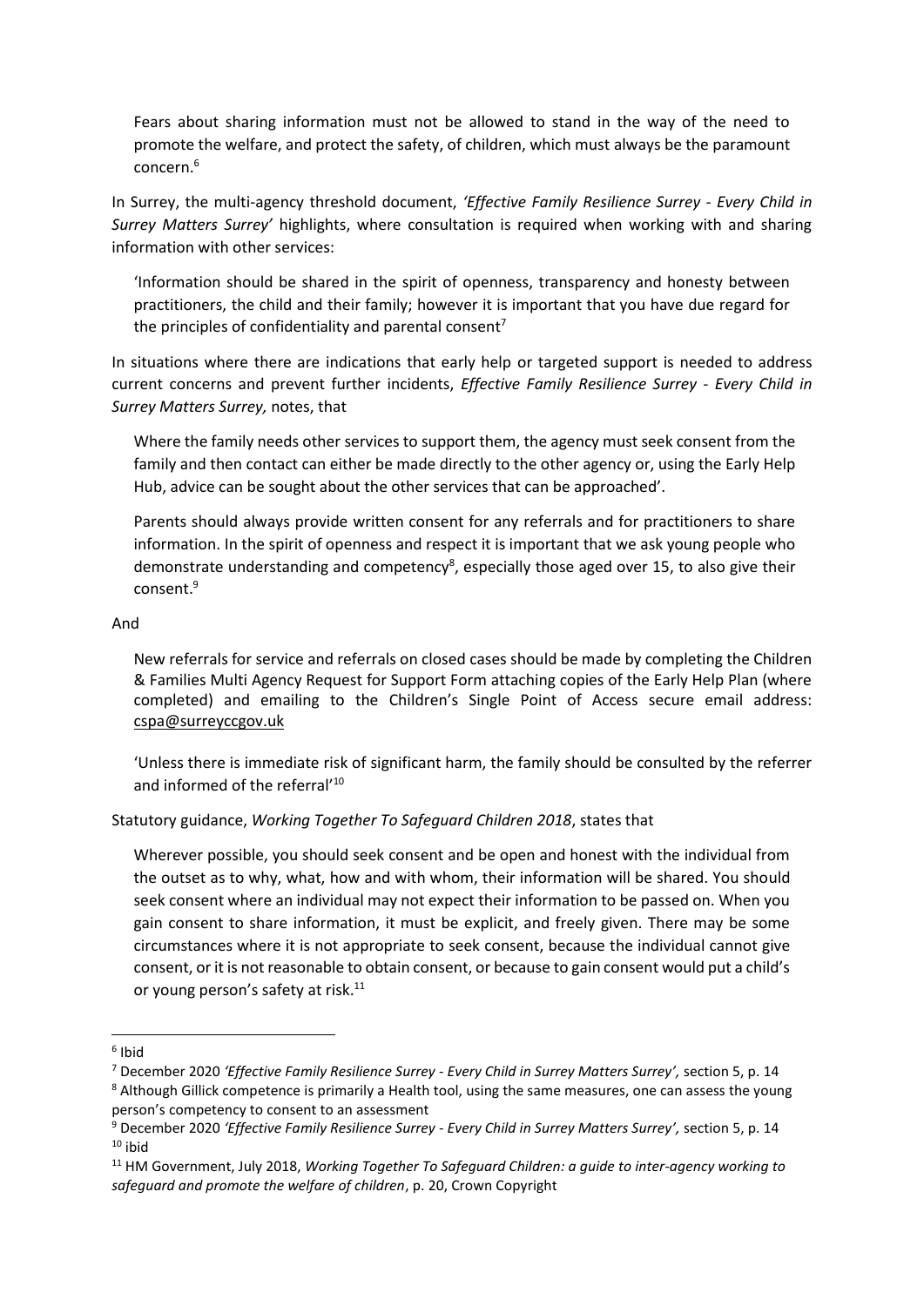> Fears about sharing information must not be allowed to stand in the way of the need to promote the welfare, and protect the safety, of children, which must always be the paramount concern.[6]

In Surrey, the multi-agency threshold document, *'Effective Family Resilience Surrey - Every Child in Surrey Matters Surrey'* highlights, where consultation is required when working with and sharing information with other services:

> 'Information should be shared in the spirit of openness, transparency and honesty between practitioners, the child and their family; however it is important that you have due regard for the principles of confidentiality and parental consent[7]

In situations where there are indications that early help or targeted support is needed to address current concerns and prevent further incidents, *Effective Family Resilience Surrey - Every Child in Surrey Matters Surrey,* notes, that

> Where the family needs other services to support them, the agency must seek consent from the family and then contact can either be made directly to the other agency or, using the Early Help Hub, advice can be sought about the other services that can be approached'.
>
> Parents should always provide written consent for any referrals and for practitioners to share information. In the spirit of openness and respect it is important that we ask young people who demonstrate understanding and competency[8], especially those aged over 15, to also give their consent.[9]

And

> New referrals for service and referrals on closed cases should be made by completing the Children & Families Multi Agency Request for Support Form attaching copies of the Early Help Plan (where completed) and emailing to the Children's Single Point of Access secure email address: cspa@surreyccgov.uk
>
> 'Unless there is immediate risk of significant harm, the family should be consulted by the referrer and informed of the referral'[10]

Statutory guidance, *Working Together To Safeguard Children 2018*, states that

> Wherever possible, you should seek consent and be open and honest with the individual from the outset as to why, what, how and with whom, their information will be shared. You should seek consent where an individual may not expect their information to be passed on. When you gain consent to share information, it must be explicit, and freely given. There may be some circumstances where it is not appropriate to seek consent, because the individual cannot give consent, or it is not reasonable to obtain consent, or because to gain consent would put a child's or young person's safety at risk.[11]

---

[6] Ibid

[7] December 2020 *'Effective Family Resilience Surrey - Every Child in Surrey Matters Surrey',* section 5, p. 14

[8] Although Gillick competence is primarily a Health tool, using the same measures, one can assess the young person's competency to consent to an assessment

[9] December 2020 *'Effective Family Resilience Surrey - Every Child in Surrey Matters Surrey',* section 5, p. 14

[10] ibid

[11] HM Government, July 2018, *Working Together To Safeguard Children: a guide to inter-agency working to safeguard and promote the welfare of children*, p. 20, Crown Copyright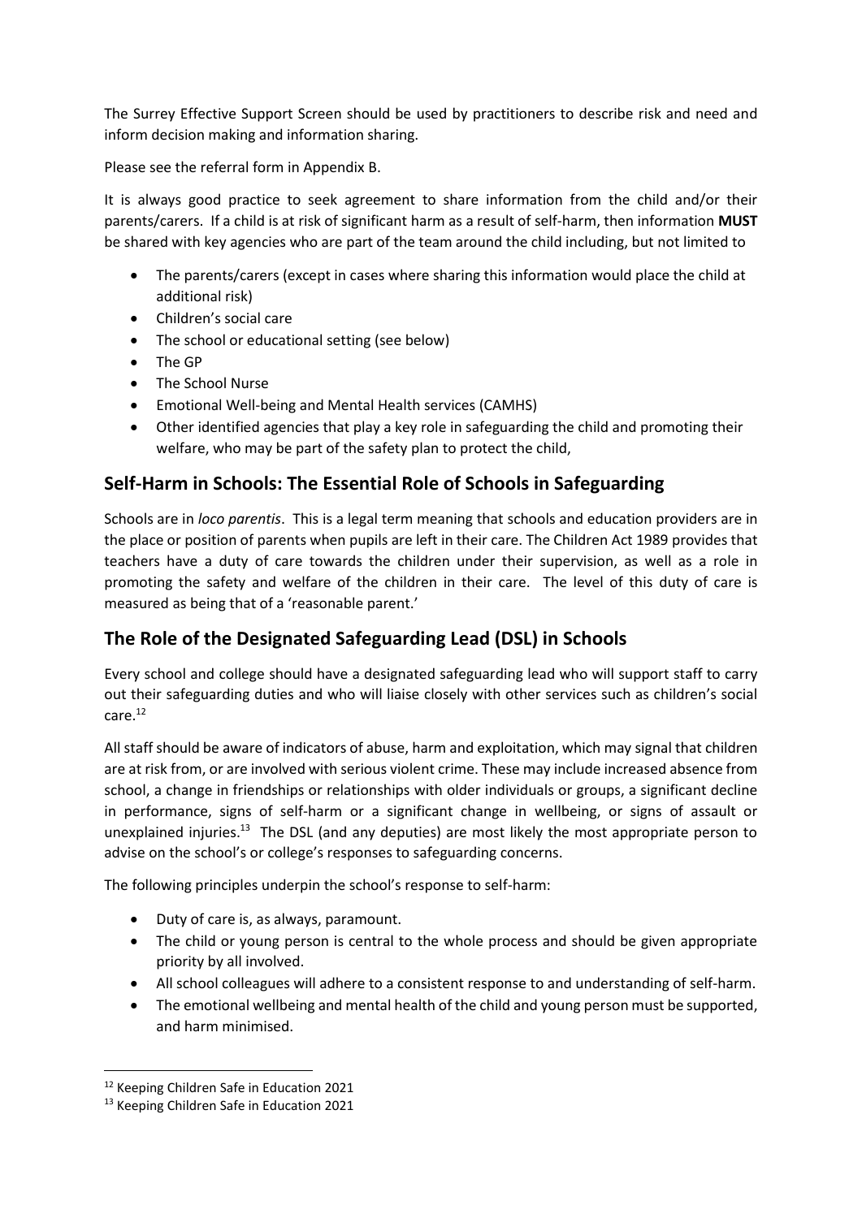The Surrey Effective Support Screen should be used by practitioners to describe risk and need and inform decision making and information sharing.

Please see the referral form in Appendix B.

It is always good practice to seek agreement to share information from the child and/or their parents/carers. If a child is at risk of significant harm as a result of self-harm, then information **MUST** be shared with key agencies who are part of the team around the child including, but not limited to

- The parents/carers (except in cases where sharing this information would place the child at additional risk)
- Children's social care
- The school or educational setting (see below)
- The GP
- The School Nurse
- Emotional Well-being and Mental Health services (CAMHS)
- Other identified agencies that play a key role in safeguarding the child and promoting their welfare, who may be part of the safety plan to protect the child,

## Self-Harm in Schools: The Essential Role of Schools in Safeguarding

Schools are in *loco parentis*. This is a legal term meaning that schools and education providers are in the place or position of parents when pupils are left in their care. The Children Act 1989 provides that teachers have a duty of care towards the children under their supervision, as well as a role in promoting the safety and welfare of the children in their care. The level of this duty of care is measured as being that of a 'reasonable parent.'

## The Role of the Designated Safeguarding Lead (DSL) in Schools

Every school and college should have a designated safeguarding lead who will support staff to carry out their safeguarding duties and who will liaise closely with other services such as children's social care.[12]

All staff should be aware of indicators of abuse, harm and exploitation, which may signal that children are at risk from, or are involved with serious violent crime. These may include increased absence from school, a change in friendships or relationships with older individuals or groups, a significant decline in performance, signs of self-harm or a significant change in wellbeing, or signs of assault or unexplained injuries.[13] The DSL (and any deputies) are most likely the most appropriate person to advise on the school's or college's responses to safeguarding concerns.

The following principles underpin the school's response to self-harm:

- Duty of care is, as always, paramount.
- The child or young person is central to the whole process and should be given appropriate priority by all involved.
- All school colleagues will adhere to a consistent response to and understanding of self-harm.
- The emotional wellbeing and mental health of the child and young person must be supported, and harm minimised.

---

[12] Keeping Children Safe in Education 2021

[13] Keeping Children Safe in Education 2021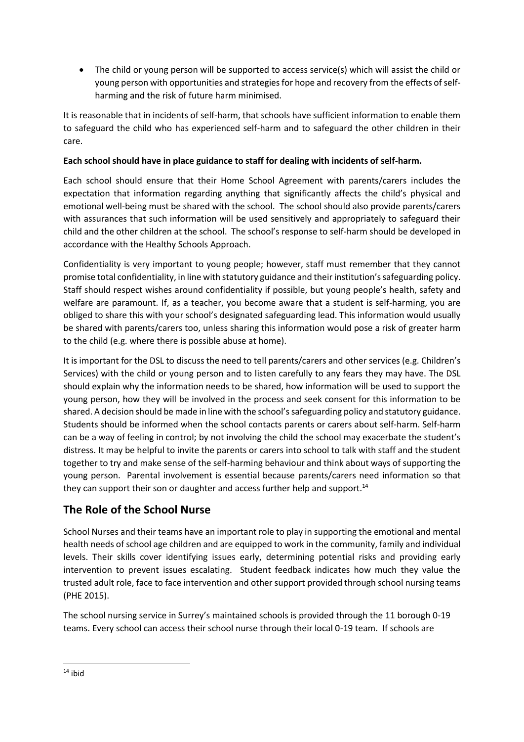- The child or young person will be supported to access service(s) which will assist the child or young person with opportunities and strategies for hope and recovery from the effects of self-harming and the risk of future harm minimised.

It is reasonable that in incidents of self-harm, that schools have sufficient information to enable them to safeguard the child who has experienced self-harm and to safeguard the other children in their care.

**Each school should have in place guidance to staff for dealing with incidents of self-harm.**

Each school should ensure that their Home School Agreement with parents/carers includes the expectation that information regarding anything that significantly affects the child's physical and emotional well-being must be shared with the school. The school should also provide parents/carers with assurances that such information will be used sensitively and appropriately to safeguard their child and the other children at the school. The school's response to self-harm should be developed in accordance with the Healthy Schools Approach.

Confidentiality is very important to young people; however, staff must remember that they cannot promise total confidentiality, in line with statutory guidance and their institution's safeguarding policy. Staff should respect wishes around confidentiality if possible, but young people's health, safety and welfare are paramount. If, as a teacher, you become aware that a student is self-harming, you are obliged to share this with your school's designated safeguarding lead. This information would usually be shared with parents/carers too, unless sharing this information would pose a risk of greater harm to the child (e.g. where there is possible abuse at home).

It is important for the DSL to discuss the need to tell parents/carers and other services (e.g. Children's Services) with the child or young person and to listen carefully to any fears they may have. The DSL should explain why the information needs to be shared, how information will be used to support the young person, how they will be involved in the process and seek consent for this information to be shared. A decision should be made in line with the school's safeguarding policy and statutory guidance. Students should be informed when the school contacts parents or carers about self-harm. Self-harm can be a way of feeling in control; by not involving the child the school may exacerbate the student's distress. It may be helpful to invite the parents or carers into school to talk with staff and the student together to try and make sense of the self-harming behaviour and think about ways of supporting the young person. Parental involvement is essential because parents/carers need information so that they can support their son or daughter and access further help and support.[14]

## The Role of the School Nurse

School Nurses and their teams have an important role to play in supporting the emotional and mental health needs of school age children and are equipped to work in the community, family and individual levels. Their skills cover identifying issues early, determining potential risks and providing early intervention to prevent issues escalating. Student feedback indicates how much they value the trusted adult role, face to face intervention and other support provided through school nursing teams (PHE 2015).

The school nursing service in Surrey's maintained schools is provided through the 11 borough 0-19 teams. Every school can access their school nurse through their local 0-19 team. If schools are

[14] ibid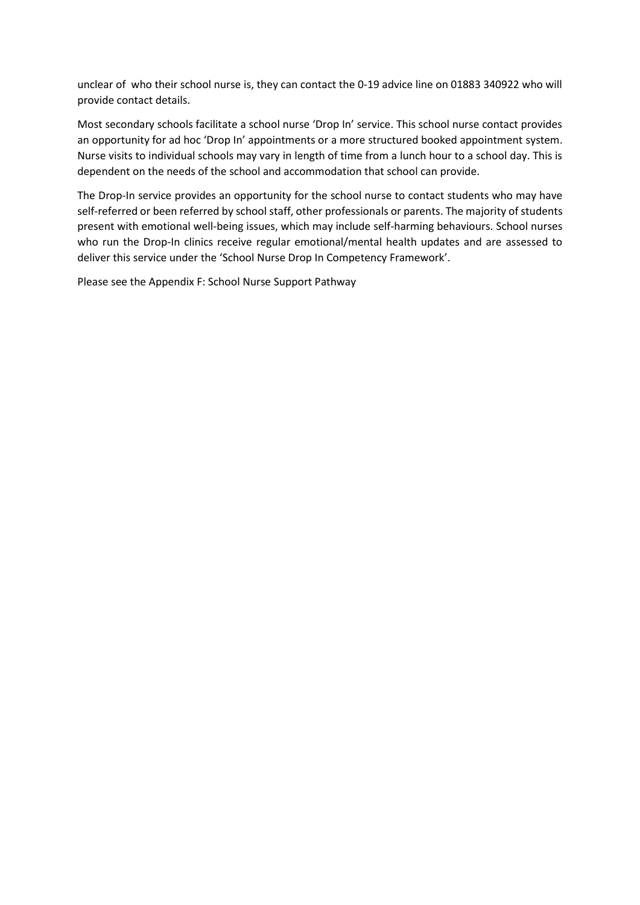unclear of who their school nurse is, they can contact the 0-19 advice line on 01883 340922 who will provide contact details.

Most secondary schools facilitate a school nurse 'Drop In' service. This school nurse contact provides an opportunity for ad hoc 'Drop In' appointments or a more structured booked appointment system. Nurse visits to individual schools may vary in length of time from a lunch hour to a school day. This is dependent on the needs of the school and accommodation that school can provide.

The Drop-In service provides an opportunity for the school nurse to contact students who may have self-referred or been referred by school staff, other professionals or parents. The majority of students present with emotional well-being issues, which may include self-harming behaviours. School nurses who run the Drop-In clinics receive regular emotional/mental health updates and are assessed to deliver this service under the 'School Nurse Drop In Competency Framework'.

Please see the Appendix F: School Nurse Support Pathway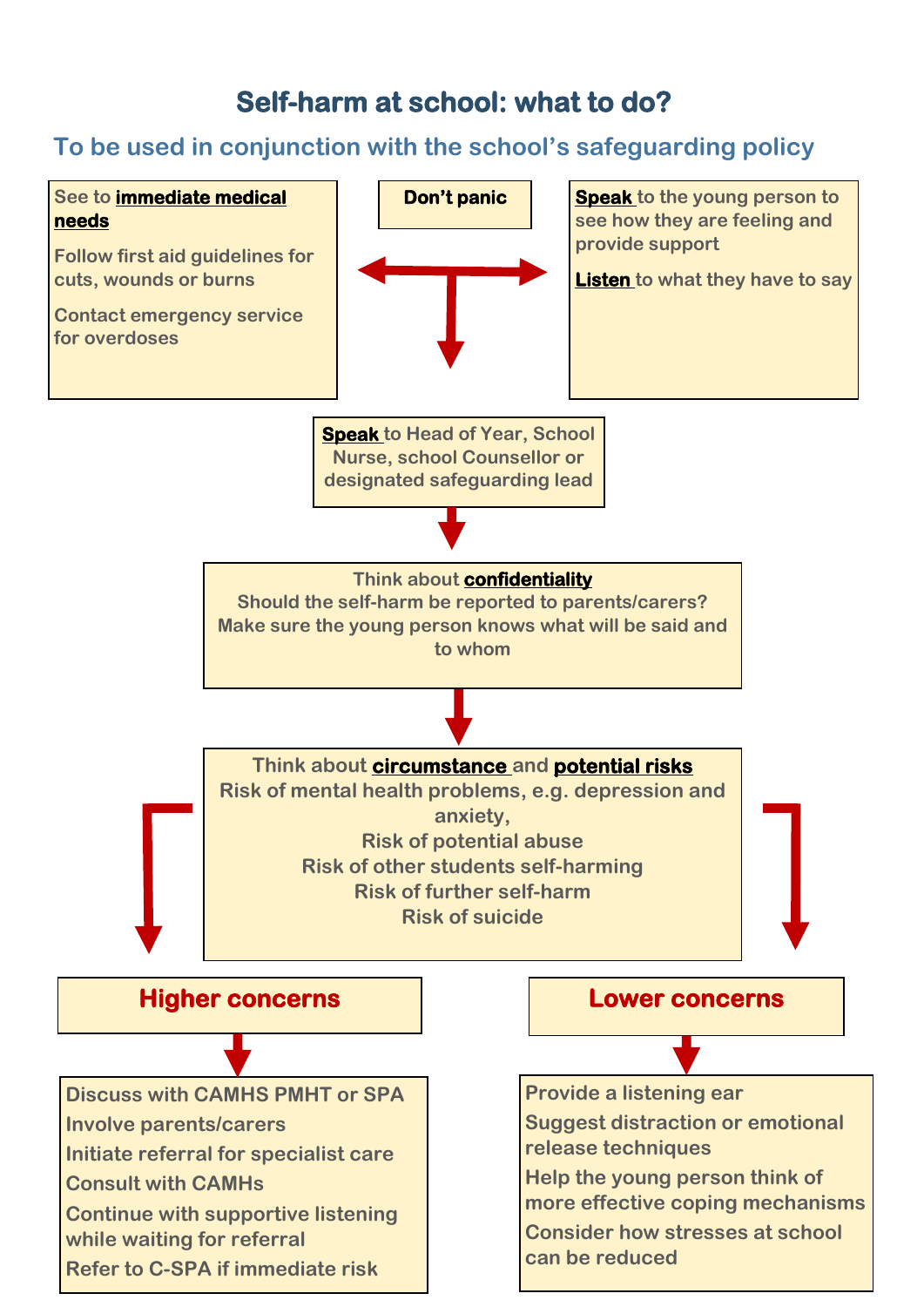# Self-harm at school: what to do?

## To be used in conjunction with the school's safeguarding policy

**Don't panic**

See to **immediate medical needs**

Follow first aid guidelines for cuts, wounds or burns

Contact emergency service for overdoses

**Speak** to the young person to see how they are feeling and provide support

**Listen** to what they have to say

**Speak** to Head of Year, School Nurse, school Counsellor or designated safeguarding lead

Think about **confidentiality**
Should the self-harm be reported to parents/carers?
Make sure the young person knows what will be said and to whom

Think about **circumstance** and **potential risks**
Risk of mental health problems, e.g. depression and anxiety,
Risk of potential abuse
Risk of other students self-harming
Risk of further self-harm
Risk of suicide

### Higher concerns

- Discuss with CAMHS PMHT or SPA
- Involve parents/carers
- Initiate referral for specialist care
- Consult with CAMHs
- Continue with supportive listening while waiting for referral
- Refer to C-SPA if immediate risk

### Lower concerns

- Provide a listening ear
- Suggest distraction or emotional release techniques
- Help the young person think of more effective coping mechanisms
- Consider how stresses at school can be reduced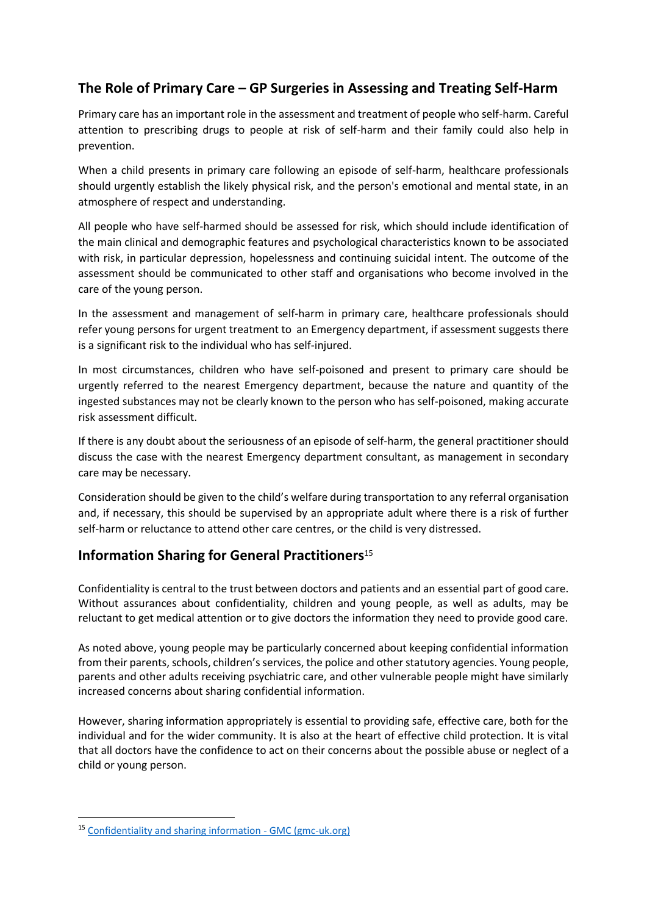## The Role of Primary Care – GP Surgeries in Assessing and Treating Self-Harm

Primary care has an important role in the assessment and treatment of people who self-harm. Careful attention to prescribing drugs to people at risk of self-harm and their family could also help in prevention.

When a child presents in primary care following an episode of self-harm, healthcare professionals should urgently establish the likely physical risk, and the person's emotional and mental state, in an atmosphere of respect and understanding.

All people who have self-harmed should be assessed for risk, which should include identification of the main clinical and demographic features and psychological characteristics known to be associated with risk, in particular depression, hopelessness and continuing suicidal intent. The outcome of the assessment should be communicated to other staff and organisations who become involved in the care of the young person.

In the assessment and management of self-harm in primary care, healthcare professionals should refer young persons for urgent treatment to an Emergency department, if assessment suggests there is a significant risk to the individual who has self-injured.

In most circumstances, children who have self-poisoned and present to primary care should be urgently referred to the nearest Emergency department, because the nature and quantity of the ingested substances may not be clearly known to the person who has self-poisoned, making accurate risk assessment difficult.

If there is any doubt about the seriousness of an episode of self-harm, the general practitioner should discuss the case with the nearest Emergency department consultant, as management in secondary care may be necessary.

Consideration should be given to the child's welfare during transportation to any referral organisation and, if necessary, this should be supervised by an appropriate adult where there is a risk of further self-harm or reluctance to attend other care centres, or the child is very distressed.

## Information Sharing for General Practitioners[15]

Confidentiality is central to the trust between doctors and patients and an essential part of good care. Without assurances about confidentiality, children and young people, as well as adults, may be reluctant to get medical attention or to give doctors the information they need to provide good care.

As noted above, young people may be particularly concerned about keeping confidential information from their parents, schools, children's services, the police and other statutory agencies. Young people, parents and other adults receiving psychiatric care, and other vulnerable people might have similarly increased concerns about sharing confidential information.

However, sharing information appropriately is essential to providing safe, effective care, both for the individual and for the wider community. It is also at the heart of effective child protection. It is vital that all doctors have the confidence to act on their concerns about the possible abuse or neglect of a child or young person.

---

[15] Confidentiality and sharing information - GMC (gmc-uk.org)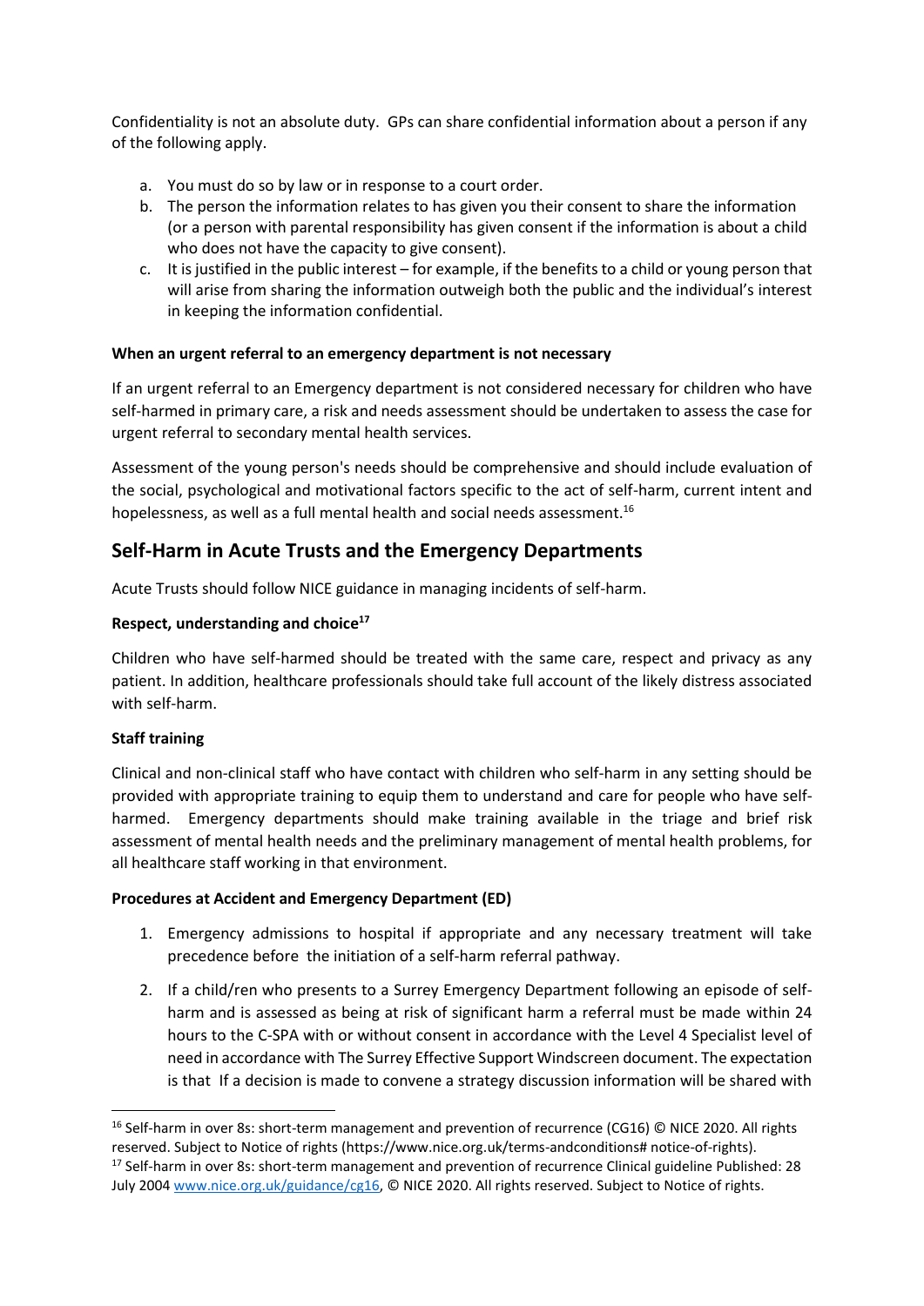Confidentiality is not an absolute duty. GPs can share confidential information about a person if any of the following apply.

a. You must do so by law or in response to a court order.
b. The person the information relates to has given you their consent to share the information (or a person with parental responsibility has given consent if the information is about a child who does not have the capacity to give consent).
c. It is justified in the public interest – for example, if the benefits to a child or young person that will arise from sharing the information outweigh both the public and the individual's interest in keeping the information confidential.

**When an urgent referral to an emergency department is not necessary**

If an urgent referral to an Emergency department is not considered necessary for children who have self-harmed in primary care, a risk and needs assessment should be undertaken to assess the case for urgent referral to secondary mental health services.

Assessment of the young person's needs should be comprehensive and should include evaluation of the social, psychological and motivational factors specific to the act of self-harm, current intent and hopelessness, as well as a full mental health and social needs assessment.[16]

## Self-Harm in Acute Trusts and the Emergency Departments

Acute Trusts should follow NICE guidance in managing incidents of self-harm.

**Respect, understanding and choice[17]**

Children who have self-harmed should be treated with the same care, respect and privacy as any patient. In addition, healthcare professionals should take full account of the likely distress associated with self-harm.

**Staff training**

Clinical and non-clinical staff who have contact with children who self-harm in any setting should be provided with appropriate training to equip them to understand and care for people who have self-harmed. Emergency departments should make training available in the triage and brief risk assessment of mental health needs and the preliminary management of mental health problems, for all healthcare staff working in that environment.

**Procedures at Accident and Emergency Department (ED)**

1. Emergency admissions to hospital if appropriate and any necessary treatment will take precedence before the initiation of a self-harm referral pathway.

2. If a child/ren who presents to a Surrey Emergency Department following an episode of self-harm and is assessed as being at risk of significant harm a referral must be made within 24 hours to the C-SPA with or without consent in accordance with the Level 4 Specialist level of need in accordance with The Surrey Effective Support Windscreen document. The expectation is that If a decision is made to convene a strategy discussion information will be shared with

---

[16] Self-harm in over 8s: short-term management and prevention of recurrence (CG16) © NICE 2020. All rights reserved. Subject to Notice of rights (https://www.nice.org.uk/terms-andconditions# notice-of-rights).

[17] Self-harm in over 8s: short-term management and prevention of recurrence Clinical guideline Published: 28 July 2004 www.nice.org.uk/guidance/cg16, © NICE 2020. All rights reserved. Subject to Notice of rights.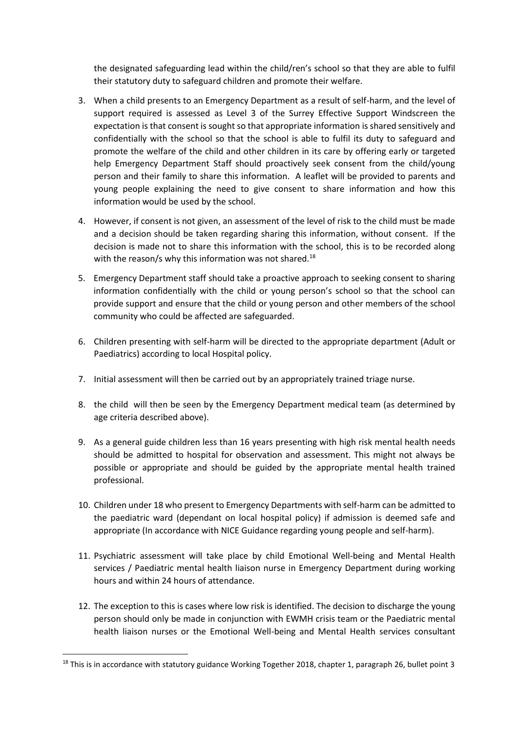the designated safeguarding lead within the child/ren's school so that they are able to fulfil their statutory duty to safeguard children and promote their welfare.

3. When a child presents to an Emergency Department as a result of self-harm, and the level of support required is assessed as Level 3 of the Surrey Effective Support Windscreen the expectation is that consent is sought so that appropriate information is shared sensitively and confidentially with the school so that the school is able to fulfil its duty to safeguard and promote the welfare of the child and other children in its care by offering early or targeted help Emergency Department Staff should proactively seek consent from the child/young person and their family to share this information. A leaflet will be provided to parents and young people explaining the need to give consent to share information and how this information would be used by the school.

4. However, if consent is not given, an assessment of the level of risk to the child must be made and a decision should be taken regarding sharing this information, without consent. If the decision is made not to share this information with the school, this is to be recorded along with the reason/s why this information was not shared.[18]

5. Emergency Department staff should take a proactive approach to seeking consent to sharing information confidentially with the child or young person's school so that the school can provide support and ensure that the child or young person and other members of the school community who could be affected are safeguarded.

6. Children presenting with self-harm will be directed to the appropriate department (Adult or Paediatrics) according to local Hospital policy.

7. Initial assessment will then be carried out by an appropriately trained triage nurse.

8. the child will then be seen by the Emergency Department medical team (as determined by age criteria described above).

9. As a general guide children less than 16 years presenting with high risk mental health needs should be admitted to hospital for observation and assessment. This might not always be possible or appropriate and should be guided by the appropriate mental health trained professional.

10. Children under 18 who present to Emergency Departments with self-harm can be admitted to the paediatric ward (dependant on local hospital policy) if admission is deemed safe and appropriate (In accordance with NICE Guidance regarding young people and self-harm).

11. Psychiatric assessment will take place by child Emotional Well-being and Mental Health services / Paediatric mental health liaison nurse in Emergency Department during working hours and within 24 hours of attendance.

12. The exception to this is cases where low risk is identified. The decision to discharge the young person should only be made in conjunction with EWMH crisis team or the Paediatric mental health liaison nurses or the Emotional Well-being and Mental Health services consultant

[18] This is in accordance with statutory guidance Working Together 2018, chapter 1, paragraph 26, bullet point 3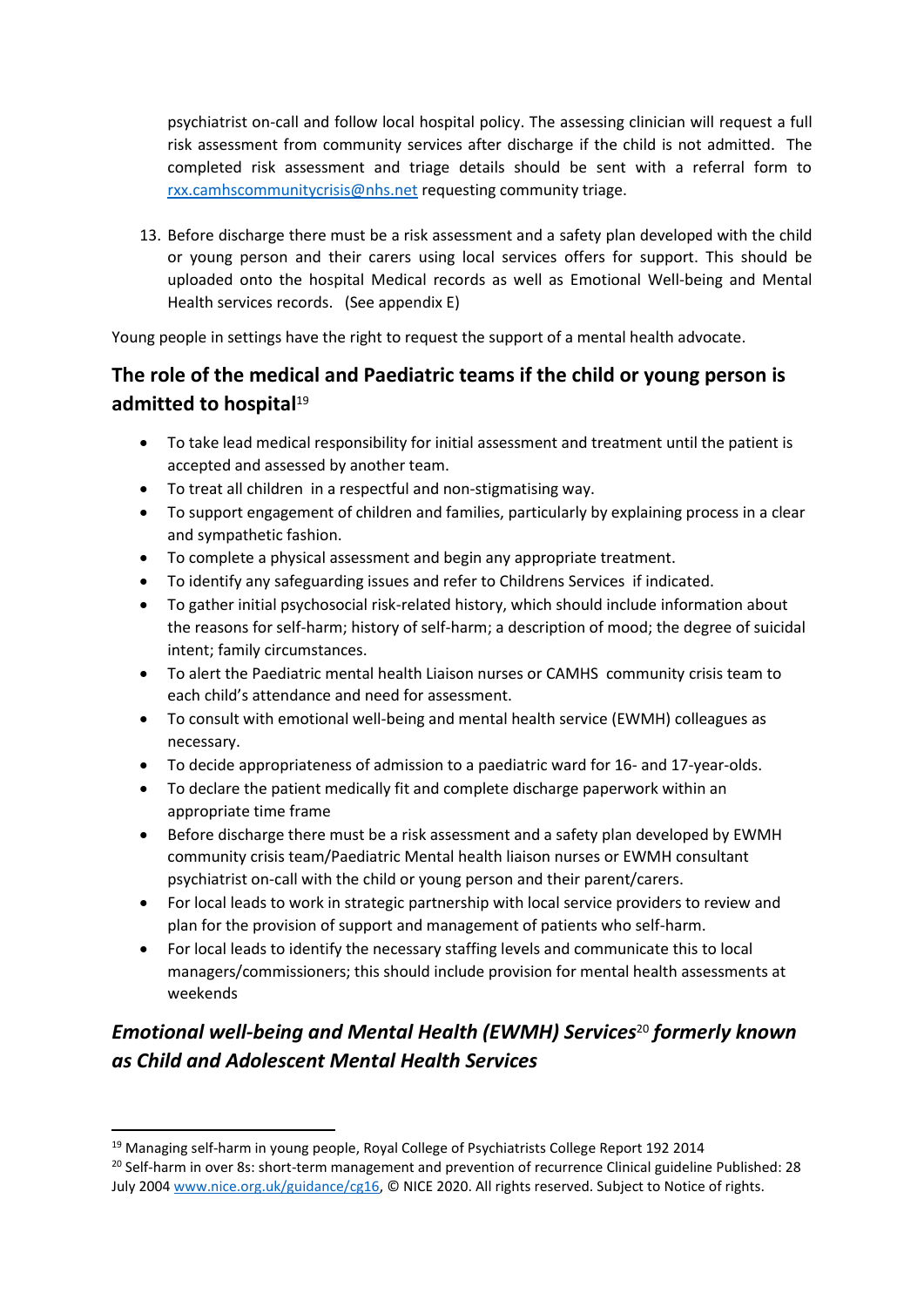psychiatrist on-call and follow local hospital policy. The assessing clinician will request a full risk assessment from community services after discharge if the child is not admitted. The completed risk assessment and triage details should be sent with a referral form to rxx.camhscommunitycrisis@nhs.net requesting community triage.

13. Before discharge there must be a risk assessment and a safety plan developed with the child or young person and their carers using local services offers for support. This should be uploaded onto the hospital Medical records as well as Emotional Well-being and Mental Health services records. (See appendix E)

Young people in settings have the right to request the support of a mental health advocate.

## The role of the medical and Paediatric teams if the child or young person is admitted to hospital[19]

- To take lead medical responsibility for initial assessment and treatment until the patient is accepted and assessed by another team.
- To treat all children in a respectful and non-stigmatising way.
- To support engagement of children and families, particularly by explaining process in a clear and sympathetic fashion.
- To complete a physical assessment and begin any appropriate treatment.
- To identify any safeguarding issues and refer to Childrens Services if indicated.
- To gather initial psychosocial risk-related history, which should include information about the reasons for self-harm; history of self-harm; a description of mood; the degree of suicidal intent; family circumstances.
- To alert the Paediatric mental health Liaison nurses or CAMHS community crisis team to each child's attendance and need for assessment.
- To consult with emotional well-being and mental health service (EWMH) colleagues as necessary.
- To decide appropriateness of admission to a paediatric ward for 16- and 17-year-olds.
- To declare the patient medically fit and complete discharge paperwork within an appropriate time frame
- Before discharge there must be a risk assessment and a safety plan developed by EWMH community crisis team/Paediatric Mental health liaison nurses or EWMH consultant psychiatrist on-call with the child or young person and their parent/carers.
- For local leads to work in strategic partnership with local service providers to review and plan for the provision of support and management of patients who self-harm.
- For local leads to identify the necessary staffing levels and communicate this to local managers/commissioners; this should include provision for mental health assessments at weekends

## *Emotional well-being and Mental Health (EWMH) Services*[20] *formerly known as Child and Adolescent Mental Health Services*

---

[19] Managing self-harm in young people, Royal College of Psychiatrists College Report 192 2014

[20] Self-harm in over 8s: short-term management and prevention of recurrence Clinical guideline Published: 28 July 2004 www.nice.org.uk/guidance/cg16, © NICE 2020. All rights reserved. Subject to Notice of rights.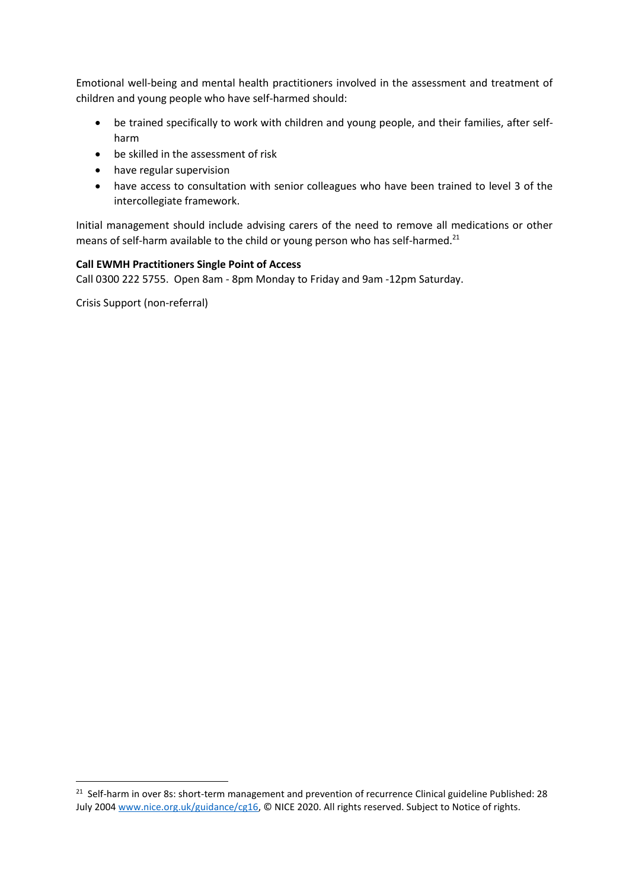Emotional well-being and mental health practitioners involved in the assessment and treatment of children and young people who have self-harmed should:

- be trained specifically to work with children and young people, and their families, after self-harm
- be skilled in the assessment of risk
- have regular supervision
- have access to consultation with senior colleagues who have been trained to level 3 of the intercollegiate framework.

Initial management should include advising carers of the need to remove all medications or other means of self-harm available to the child or young person who has self-harmed.[21]

**Call EWMH Practitioners Single Point of Access**

Call 0300 222 5755. Open 8am - 8pm Monday to Friday and 9am -12pm Saturday.

Crisis Support (non-referral)

---

[21] Self-harm in over 8s: short-term management and prevention of recurrence Clinical guideline Published: 28 July 2004 www.nice.org.uk/guidance/cg16, © NICE 2020. All rights reserved. Subject to Notice of rights.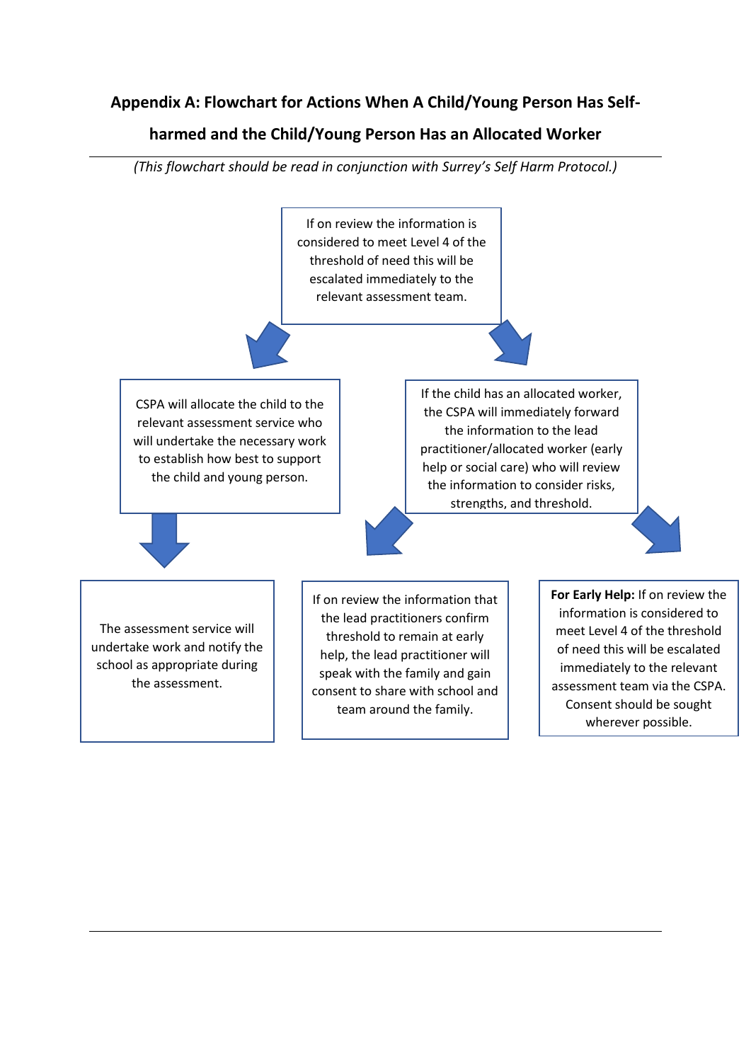## Appendix A: Flowchart for Actions When A Child/Young Person Has Self-harmed and the Child/Young Person Has an Allocated Worker

*(This flowchart should be read in conjunction with Surrey's Self Harm Protocol.)*

If on review the information is considered to meet Level 4 of the threshold of need this will be escalated immediately to the relevant assessment team.

CSPA will allocate the child to the relevant assessment service who will undertake the necessary work to establish how best to support the child and young person.

If the child has an allocated worker, the CSPA will immediately forward the information to the lead practitioner/allocated worker (early help or social care) who will review the information to consider risks, strengths, and threshold.

The assessment service will undertake work and notify the school as appropriate during the assessment.

If on review the information that the lead practitioners confirm threshold to remain at early help, the lead practitioner will speak with the family and gain consent to share with school and team around the family.

**For Early Help:** If on review the information is considered to meet Level 4 of the threshold of need this will be escalated immediately to the relevant assessment team via the CSPA. Consent should be sought wherever possible.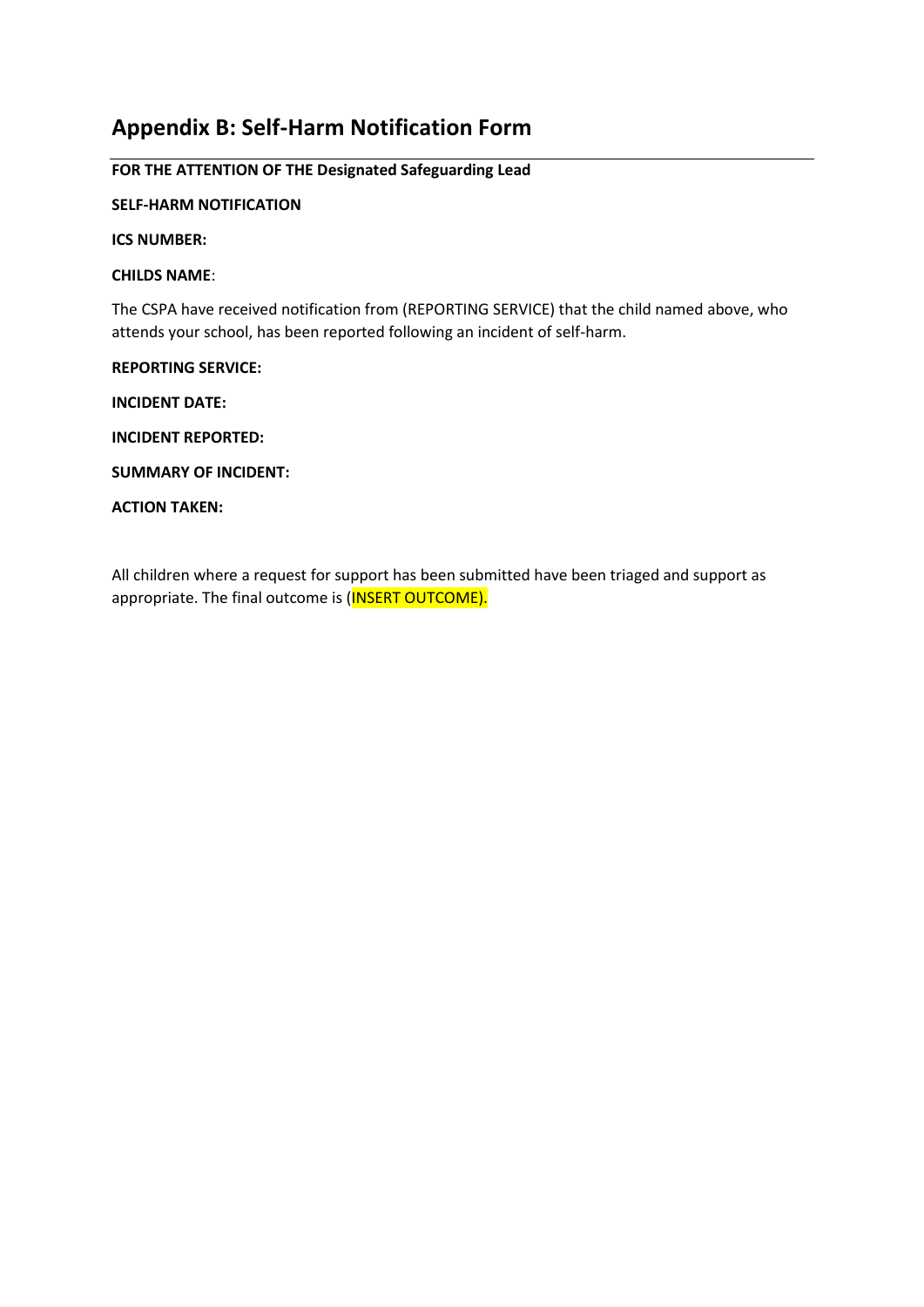## Appendix B: Self-Harm Notification Form

**FOR THE ATTENTION OF THE Designated Safeguarding Lead**

**SELF-HARM NOTIFICATION**

**ICS NUMBER:**

**CHILDS NAME**:

The CSPA have received notification from (REPORTING SERVICE) that the child named above, who attends your school, has been reported following an incident of self-harm.

**REPORTING SERVICE:**

**INCIDENT DATE:**

**INCIDENT REPORTED:**

**SUMMARY OF INCIDENT:**

**ACTION TAKEN:**

All children where a request for support has been submitted have been triaged and support as appropriate. The final outcome is (INSERT OUTCOME).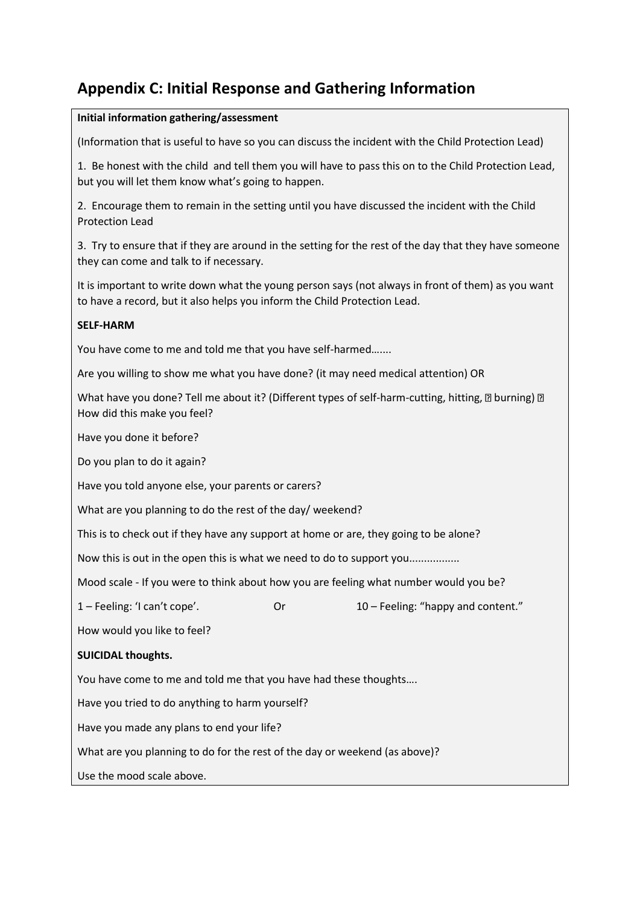# Appendix C: Initial Response and Gathering Information

**Initial information gathering/assessment**

(Information that is useful to have so you can discuss the incident with the Child Protection Lead)

1. Be honest with the child and tell them you will have to pass this on to the Child Protection Lead, but you will let them know what's going to happen.

2. Encourage them to remain in the setting until you have discussed the incident with the Child Protection Lead

3. Try to ensure that if they are around in the setting for the rest of the day that they have someone they can come and talk to if necessary.

It is important to write down what the young person says (not always in front of them) as you want to have a record, but it also helps you inform the Child Protection Lead.

**SELF-HARM**

You have come to me and told me that you have self-harmed…....

Are you willing to show me what you have done? (it may need medical attention) OR

What have you done? Tell me about it? (Different types of self-harm-cutting, hitting, ▯ burning) ▯ How did this make you feel?

Have you done it before?

Do you plan to do it again?

Have you told anyone else, your parents or carers?

What are you planning to do the rest of the day/ weekend?

This is to check out if they have any support at home or are, they going to be alone?

Now this is out in the open this is what we need to do to support you.................

Mood scale - If you were to think about how you are feeling what number would you be?

1 – Feeling: 'I can't cope'. Or 10 – Feeling: "happy and content."

How would you like to feel?

**SUICIDAL thoughts.**

You have come to me and told me that you have had these thoughts….

Have you tried to do anything to harm yourself?

Have you made any plans to end your life?

What are you planning to do for the rest of the day or weekend (as above)?

Use the mood scale above.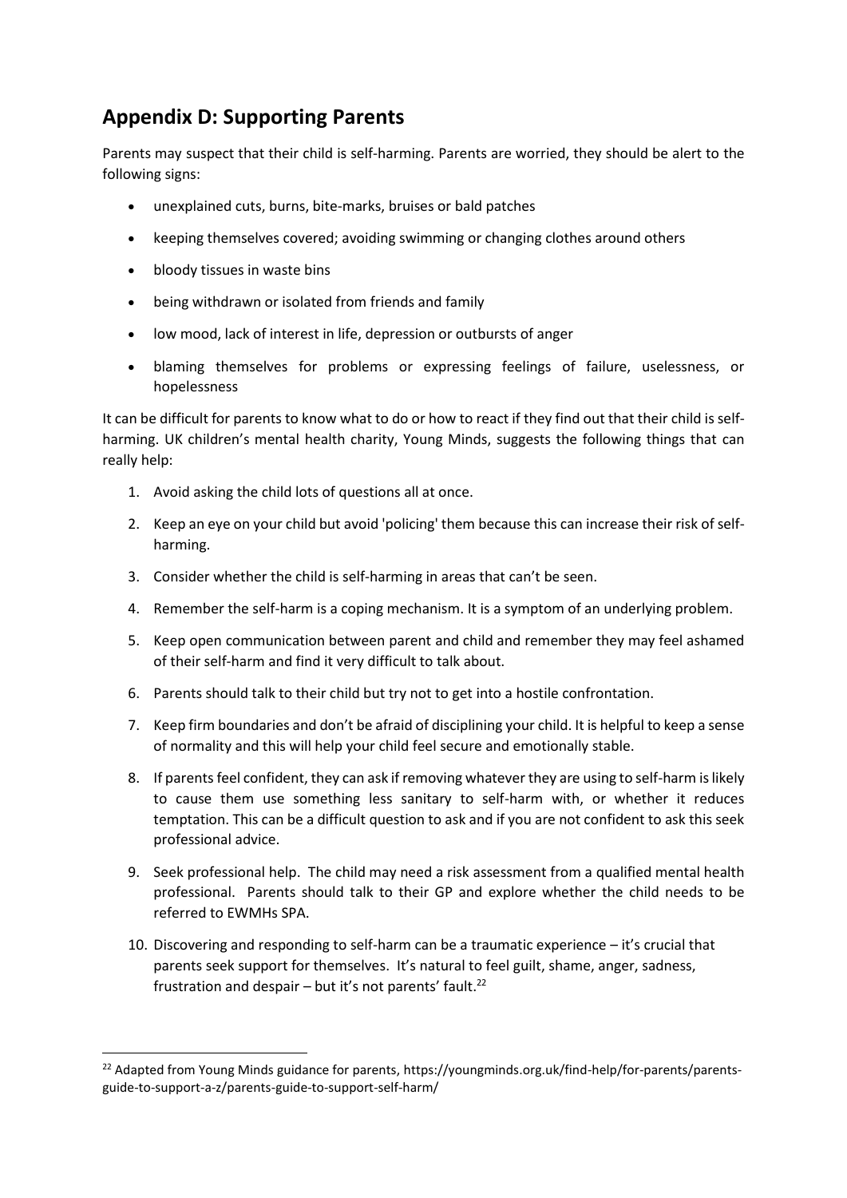## Appendix D: Supporting Parents

Parents may suspect that their child is self-harming. Parents are worried, they should be alert to the following signs:

- unexplained cuts, burns, bite-marks, bruises or bald patches
- keeping themselves covered; avoiding swimming or changing clothes around others
- bloody tissues in waste bins
- being withdrawn or isolated from friends and family
- low mood, lack of interest in life, depression or outbursts of anger
- blaming themselves for problems or expressing feelings of failure, uselessness, or hopelessness

It can be difficult for parents to know what to do or how to react if they find out that their child is self-harming. UK children's mental health charity, Young Minds, suggests the following things that can really help:

1. Avoid asking the child lots of questions all at once.
2. Keep an eye on your child but avoid 'policing' them because this can increase their risk of self-harming.
3. Consider whether the child is self-harming in areas that can't be seen.
4. Remember the self-harm is a coping mechanism. It is a symptom of an underlying problem.
5. Keep open communication between parent and child and remember they may feel ashamed of their self-harm and find it very difficult to talk about.
6. Parents should talk to their child but try not to get into a hostile confrontation.
7. Keep firm boundaries and don't be afraid of disciplining your child. It is helpful to keep a sense of normality and this will help your child feel secure and emotionally stable.
8. If parents feel confident, they can ask if removing whatever they are using to self-harm is likely to cause them use something less sanitary to self-harm with, or whether it reduces temptation. This can be a difficult question to ask and if you are not confident to ask this seek professional advice.
9. Seek professional help. The child may need a risk assessment from a qualified mental health professional. Parents should talk to their GP and explore whether the child needs to be referred to EWMHs SPA.
10. Discovering and responding to self-harm can be a traumatic experience – it's crucial that parents seek support for themselves. It's natural to feel guilt, shame, anger, sadness, frustration and despair – but it's not parents' fault.[22]

---

[22] Adapted from Young Minds guidance for parents, https://youngminds.org.uk/find-help/for-parents/parents-guide-to-support-a-z/parents-guide-to-support-self-harm/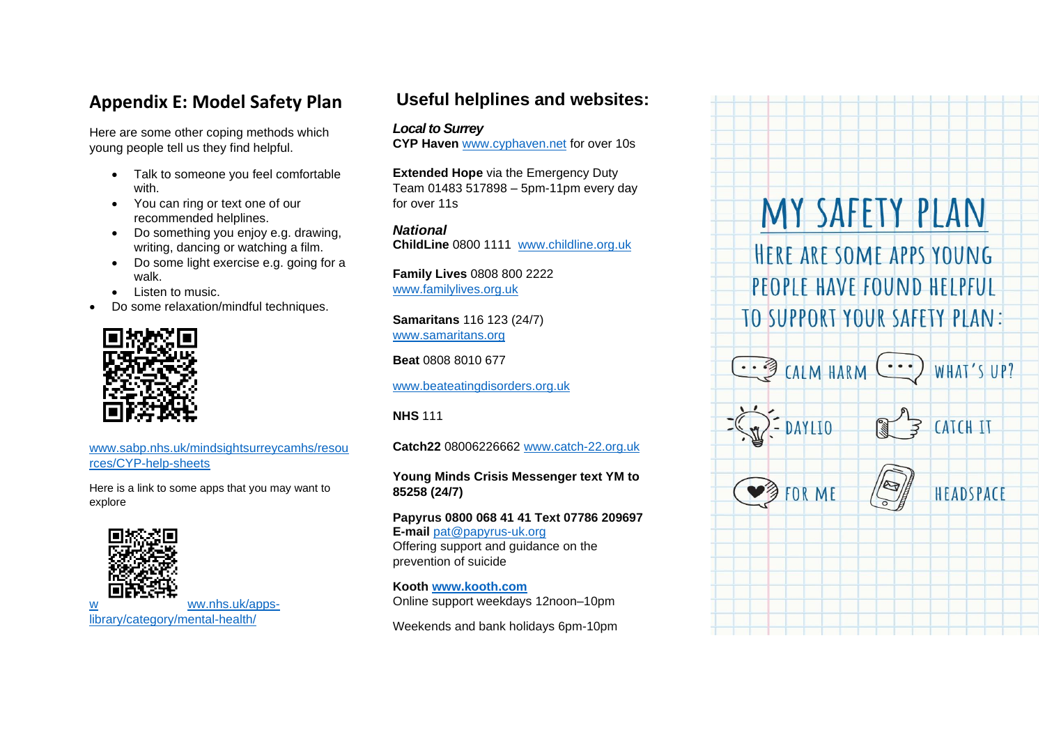## Appendix E: Model Safety Plan

Here are some other coping methods which young people tell us they find helpful.

- Talk to someone you feel comfortable with.
- You can ring or text one of our recommended helplines.
- Do something you enjoy e.g. drawing, writing, dancing or watching a film.
- Do some light exercise e.g. going for a walk.
- Listen to music.
- Do some relaxation/mindful techniques.

www.sabp.nhs.uk/mindsightsurreycamhs/resources/CYP-help-sheets

Here is a link to some apps that you may want to explore

www.nhs.uk/apps-library/category/mental-health/

## Useful helplines and websites:

***Local to Surrey***

**CYP Haven** www.cyphaven.net for over 10s

**Extended Hope** via the Emergency Duty Team 01483 517898 – 5pm-11pm every day for over 11s

***National***

**ChildLine** 0800 1111 www.childline.org.uk

**Family Lives** 0808 800 2222
www.familylives.org.uk

**Samaritans** 116 123 (24/7)
www.samaritans.org

**Beat** 0808 8010 677

www.beateatingdisorders.org.uk

**NHS** 111

**Catch22** 08006226662 www.catch-22.org.uk

**Young Minds Crisis Messenger text YM to 85258 (24/7)**

**Papyrus 0800 068 41 41 Text 07786 209697**
**E-mail** pat@papyrus-uk.org
Offering support and guidance on the prevention of suicide

**Kooth** **www.kooth.com**
Online support weekdays 12noon–10pm

Weekends and bank holidays 6pm-10pm

## MY SAFETY PLAN

HERE ARE SOME APPS YOUNG PEOPLE HAVE FOUND HELPFUL TO SUPPORT YOUR SAFETY PLAN:

- CALM HARM
- WHAT'S UP?
- DAYLIO
- CATCH IT
- FOR ME
- HEADSPACE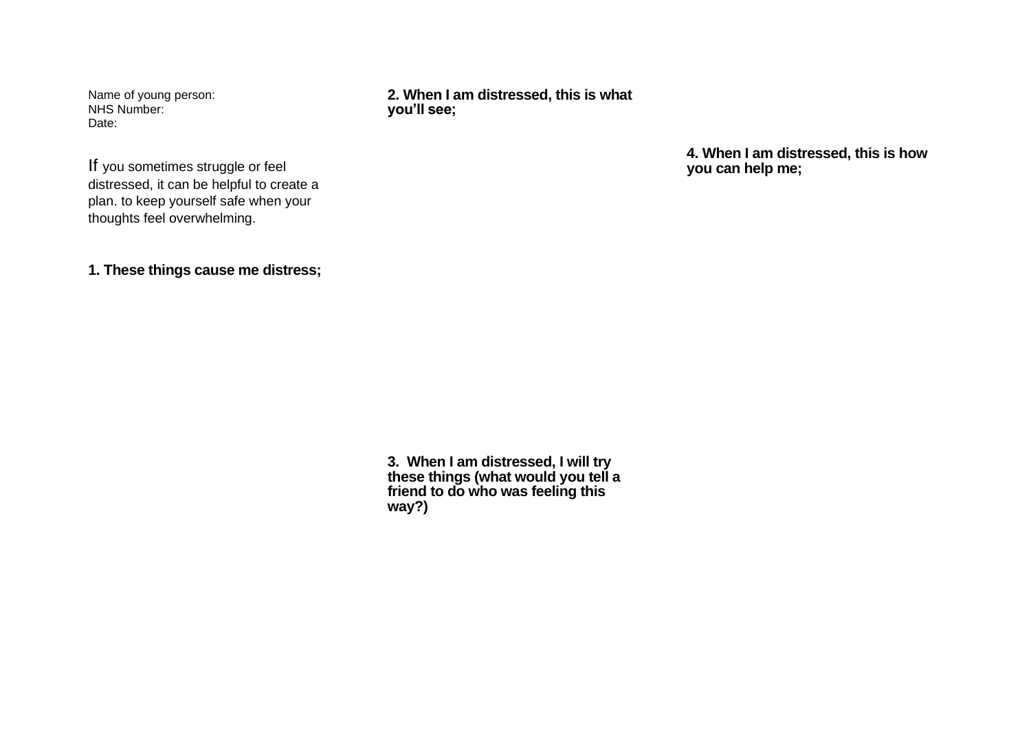Name of young person:
NHS Number:
Date:

If you sometimes struggle or feel distressed, it can be helpful to create a plan. to keep yourself safe when your thoughts feel overwhelming.

**1. These things cause me distress;**

**2. When I am distressed, this is what you'll see;**

**3. When I am distressed, I will try these things (what would you tell a friend to do who was feeling this way?)**

**4. When I am distressed, this is how you can help me;**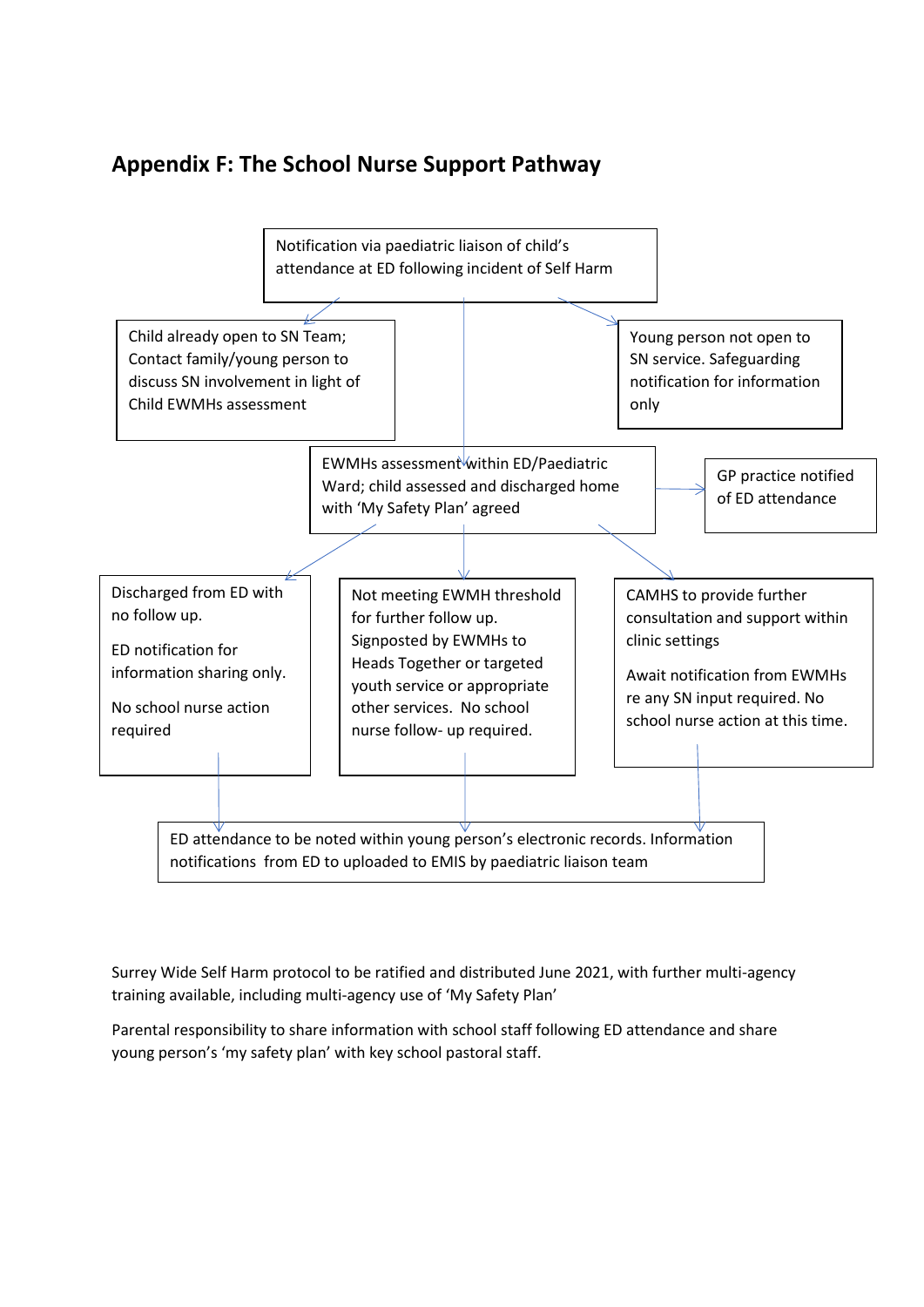## Appendix F: The School Nurse Support Pathway

Notification via paediatric liaison of child's attendance at ED following incident of Self Harm

Child already open to SN Team; Contact family/young person to discuss SN involvement in light of Child EWMHs assessment

Young person not open to SN service. Safeguarding notification for information only

EWMHs assessment within ED/Paediatric Ward; child assessed and discharged home with 'My Safety Plan' agreed

GP practice notified of ED attendance

Discharged from ED with no follow up.

ED notification for information sharing only.

No school nurse action required

Not meeting EWMH threshold for further follow up. Signposted by EWMHs to Heads Together or targeted youth service or appropriate other services. No school nurse follow- up required.

CAMHS to provide further consultation and support within clinic settings

Await notification from EWMHs re any SN input required. No school nurse action at this time.

ED attendance to be noted within young person's electronic records. Information notifications from ED to uploaded to EMIS by paediatric liaison team

Surrey Wide Self Harm protocol to be ratified and distributed June 2021, with further multi-agency training available, including multi-agency use of 'My Safety Plan'

Parental responsibility to share information with school staff following ED attendance and share young person's 'my safety plan' with key school pastoral staff.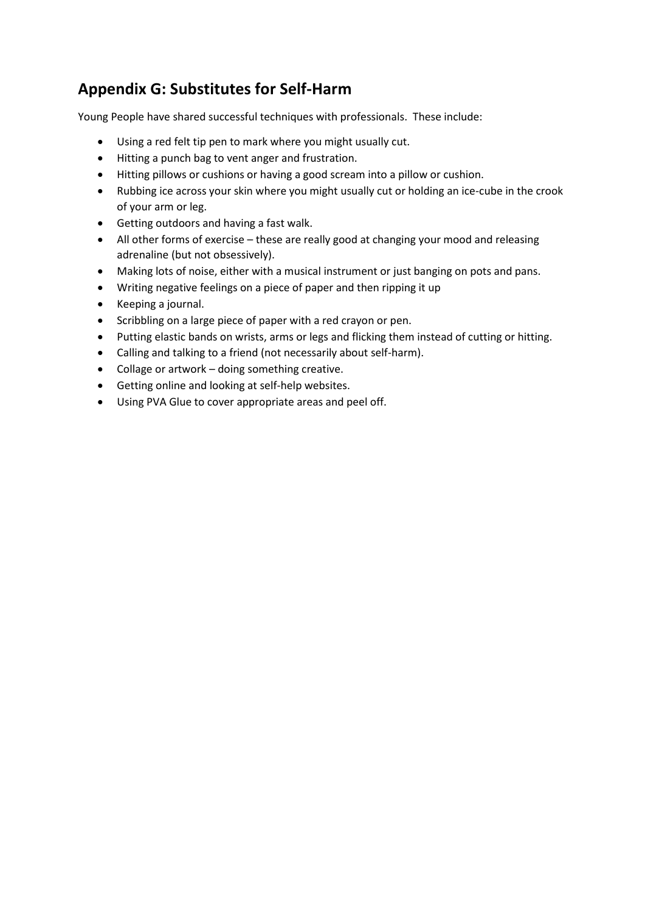## Appendix G: Substitutes for Self-Harm

Young People have shared successful techniques with professionals. These include:

- Using a red felt tip pen to mark where you might usually cut.
- Hitting a punch bag to vent anger and frustration.
- Hitting pillows or cushions or having a good scream into a pillow or cushion.
- Rubbing ice across your skin where you might usually cut or holding an ice-cube in the crook of your arm or leg.
- Getting outdoors and having a fast walk.
- All other forms of exercise – these are really good at changing your mood and releasing adrenaline (but not obsessively).
- Making lots of noise, either with a musical instrument or just banging on pots and pans.
- Writing negative feelings on a piece of paper and then ripping it up
- Keeping a journal.
- Scribbling on a large piece of paper with a red crayon or pen.
- Putting elastic bands on wrists, arms or legs and flicking them instead of cutting or hitting.
- Calling and talking to a friend (not necessarily about self-harm).
- Collage or artwork – doing something creative.
- Getting online and looking at self-help websites.
- Using PVA Glue to cover appropriate areas and peel off.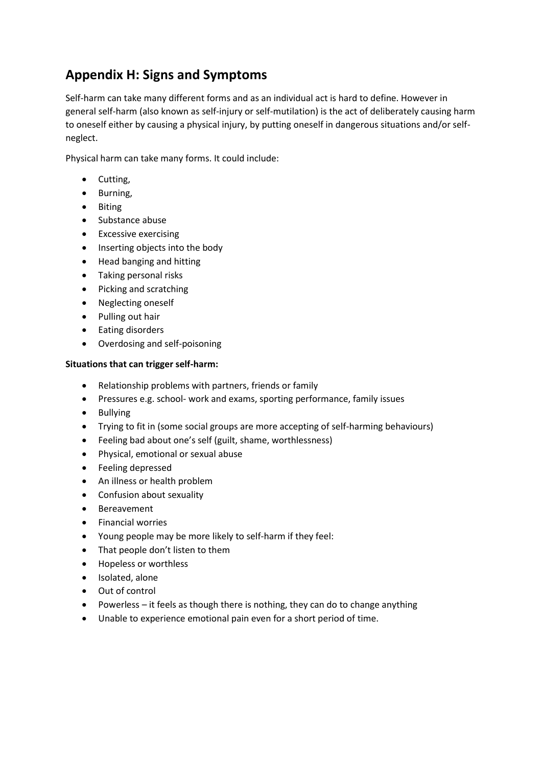## Appendix H: Signs and Symptoms

Self-harm can take many different forms and as an individual act is hard to define. However in general self-harm (also known as self-injury or self-mutilation) is the act of deliberately causing harm to oneself either by causing a physical injury, by putting oneself in dangerous situations and/or self-neglect.

Physical harm can take many forms. It could include:

- Cutting,
- Burning,
- Biting
- Substance abuse
- Excessive exercising
- Inserting objects into the body
- Head banging and hitting
- Taking personal risks
- Picking and scratching
- Neglecting oneself
- Pulling out hair
- Eating disorders
- Overdosing and self-poisoning

**Situations that can trigger self-harm:**

- Relationship problems with partners, friends or family
- Pressures e.g. school- work and exams, sporting performance, family issues
- Bullying
- Trying to fit in (some social groups are more accepting of self-harming behaviours)
- Feeling bad about one's self (guilt, shame, worthlessness)
- Physical, emotional or sexual abuse
- Feeling depressed
- An illness or health problem
- Confusion about sexuality
- Bereavement
- Financial worries
- Young people may be more likely to self-harm if they feel:
- That people don't listen to them
- Hopeless or worthless
- Isolated, alone
- Out of control
- Powerless – it feels as though there is nothing, they can do to change anything
- Unable to experience emotional pain even for a short period of time.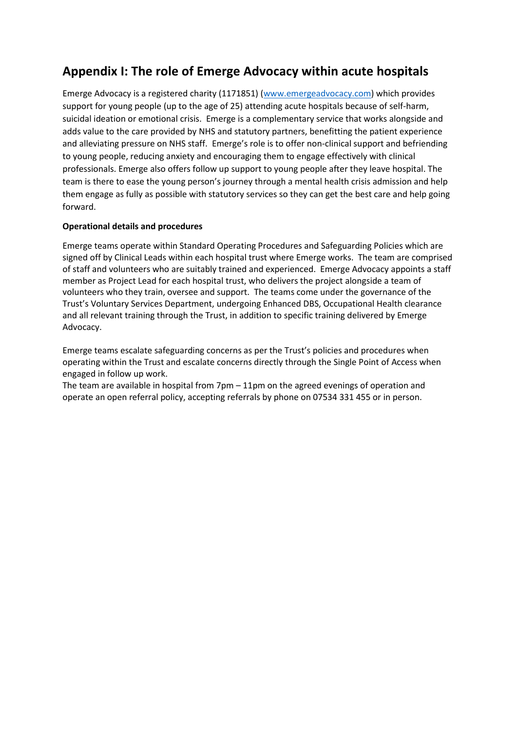## Appendix I: The role of Emerge Advocacy within acute hospitals

Emerge Advocacy is a registered charity (1171851) (www.emergeadvocacy.com) which provides support for young people (up to the age of 25) attending acute hospitals because of self-harm, suicidal ideation or emotional crisis. Emerge is a complementary service that works alongside and adds value to the care provided by NHS and statutory partners, benefitting the patient experience and alleviating pressure on NHS staff. Emerge's role is to offer non-clinical support and befriending to young people, reducing anxiety and encouraging them to engage effectively with clinical professionals. Emerge also offers follow up support to young people after they leave hospital. The team is there to ease the young person's journey through a mental health crisis admission and help them engage as fully as possible with statutory services so they can get the best care and help going forward.

**Operational details and procedures**

Emerge teams operate within Standard Operating Procedures and Safeguarding Policies which are signed off by Clinical Leads within each hospital trust where Emerge works. The team are comprised of staff and volunteers who are suitably trained and experienced. Emerge Advocacy appoints a staff member as Project Lead for each hospital trust, who delivers the project alongside a team of volunteers who they train, oversee and support. The teams come under the governance of the Trust's Voluntary Services Department, undergoing Enhanced DBS, Occupational Health clearance and all relevant training through the Trust, in addition to specific training delivered by Emerge Advocacy.

Emerge teams escalate safeguarding concerns as per the Trust's policies and procedures when operating within the Trust and escalate concerns directly through the Single Point of Access when engaged in follow up work.
The team are available in hospital from 7pm – 11pm on the agreed evenings of operation and operate an open referral policy, accepting referrals by phone on 07534 331 455 or in person.